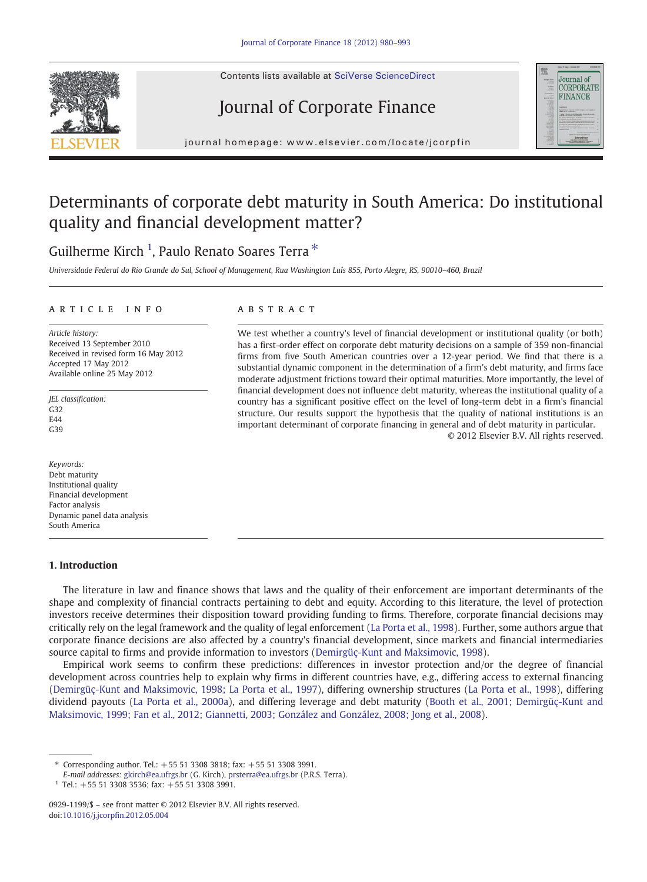# Determinants of corporate debt maturity in South America: Do institutional quality and financial development matter?

Guilherme Kirch [1], Paulo Renato Soares Terra *

*Universidade Federal do Rio Grande do Sul, School of Management, Rua Washington Luís 855, Porto Alegre, RS, 90010–460, Brazil*

## ARTICLE INFO

*Article history:*
Received 13 September 2010
Received in revised form 16 May 2012
Accepted 17 May 2012
Available online 25 May 2012

*JEL classification:*
G32
E44
G39

*Keywords:*
Debt maturity
Institutional quality
Financial development
Factor analysis
Dynamic panel data analysis
South America

## ABSTRACT

We test whether a country's level of financial development or institutional quality (or both) has a first-order effect on corporate debt maturity decisions on a sample of 359 non-financial firms from five South American countries over a 12-year period. We find that there is a substantial dynamic component in the determination of a firm's debt maturity, and firms face moderate adjustment frictions toward their optimal maturities. More importantly, the level of financial development does not influence debt maturity, whereas the institutional quality of a country has a significant positive effect on the level of long-term debt in a firm's financial structure. Our results support the hypothesis that the quality of national institutions is an important determinant of corporate financing in general and of debt maturity in particular.

© 2012 Elsevier B.V. All rights reserved.

## 1. Introduction

The literature in law and finance shows that laws and the quality of their enforcement are important determinants of the shape and complexity of financial contracts pertaining to debt and equity. According to this literature, the level of protection investors receive determines their disposition toward providing funding to firms. Therefore, corporate financial decisions may critically rely on the legal framework and the quality of legal enforcement (La Porta et al., 1998). Further, some authors argue that corporate finance decisions are also affected by a country's financial development, since markets and financial intermediaries source capital to firms and provide information to investors (Demirgüç-Kunt and Maksimovic, 1998).

Empirical work seems to confirm these predictions: differences in investor protection and/or the degree of financial development across countries help to explain why firms in different countries have, e.g., differing access to external financing (Demirgüç-Kunt and Maksimovic, 1998; La Porta et al., 1997), differing ownership structures (La Porta et al., 1998), differing dividend payouts (La Porta et al., 2000a), and differing leverage and debt maturity (Booth et al., 2001; Demirgüç-Kunt and Maksimovic, 1999; Fan et al., 2012; Giannetti, 2003; González and González, 2008; Jong et al., 2008).

---

* Corresponding author. Tel.: +55 51 3308 3818; fax: +55 51 3308 3991.
*E-mail addresses:* gkirch@ea.ufrgs.br (G. Kirch), prsterra@ea.ufrgs.br (P.R.S. Terra).
[1] Tel.: +55 51 3308 3536; fax: +55 51 3308 3991.

0929-1199/$ – see front matter © 2012 Elsevier B.V. All rights reserved.
doi:10.1016/j.jcorpfin.2012.05.004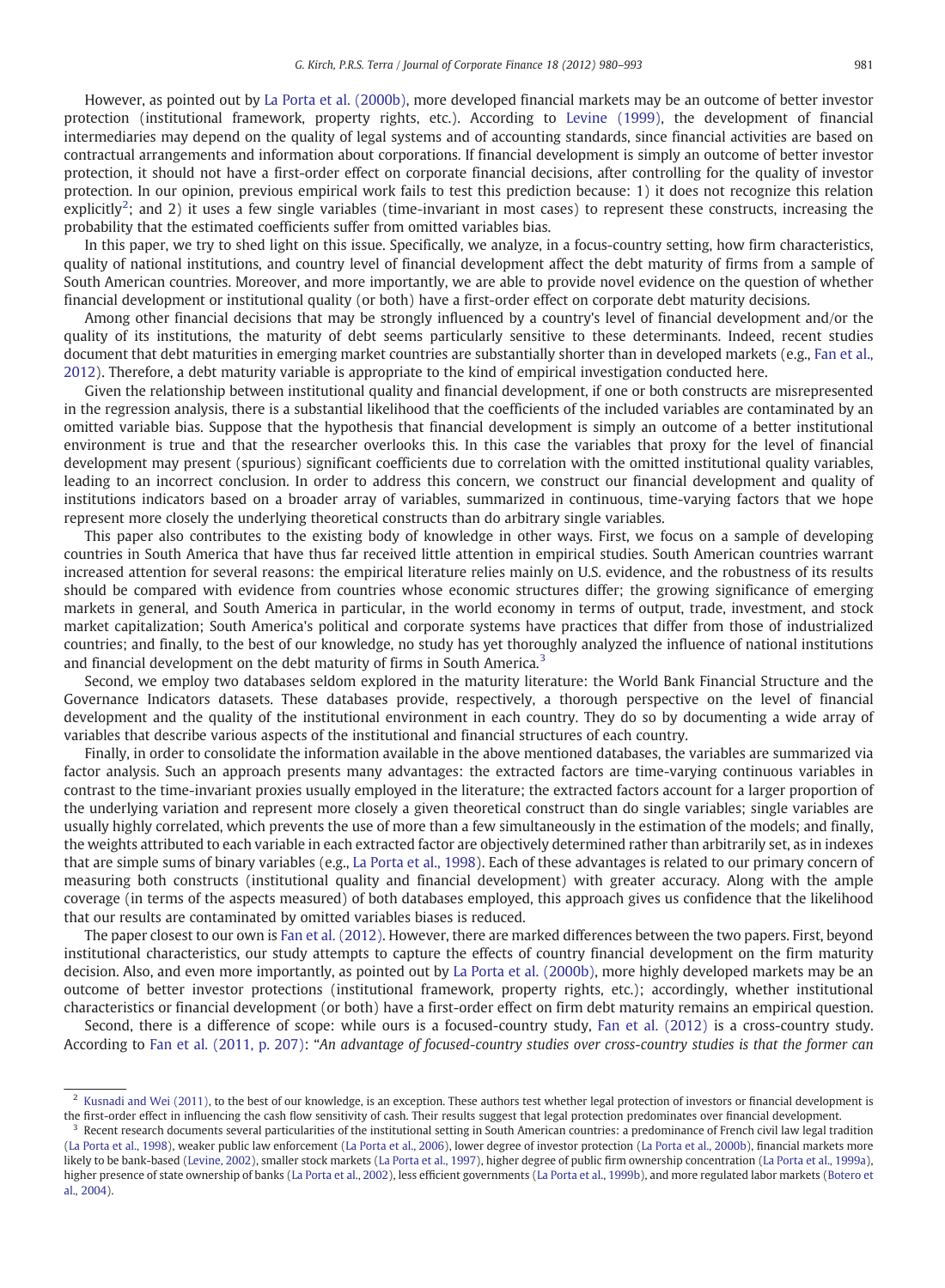However, as pointed out by La Porta et al. (2000b), more developed financial markets may be an outcome of better investor protection (institutional framework, property rights, etc.). According to Levine (1999), the development of financial intermediaries may depend on the quality of legal systems and of accounting standards, since financial activities are based on contractual arrangements and information about corporations. If financial development is simply an outcome of better investor protection, it should not have a first-order effect on corporate financial decisions, after controlling for the quality of investor protection. In our opinion, previous empirical work fails to test this prediction because: 1) it does not recognize this relation explicitly[2]; and 2) it uses a few single variables (time-invariant in most cases) to represent these constructs, increasing the probability that the estimated coefficients suffer from omitted variables bias.

In this paper, we try to shed light on this issue. Specifically, we analyze, in a focus-country setting, how firm characteristics, quality of national institutions, and country level of financial development affect the debt maturity of firms from a sample of South American countries. Moreover, and more importantly, we are able to provide novel evidence on the question of whether financial development or institutional quality (or both) have a first-order effect on corporate debt maturity decisions.

Among other financial decisions that may be strongly influenced by a country's level of financial development and/or the quality of its institutions, the maturity of debt seems particularly sensitive to these determinants. Indeed, recent studies document that debt maturities in emerging market countries are substantially shorter than in developed markets (e.g., Fan et al., 2012). Therefore, a debt maturity variable is appropriate to the kind of empirical investigation conducted here.

Given the relationship between institutional quality and financial development, if one or both constructs are misrepresented in the regression analysis, there is a substantial likelihood that the coefficients of the included variables are contaminated by an omitted variable bias. Suppose that the hypothesis that financial development is simply an outcome of a better institutional environment is true and that the researcher overlooks this. In this case the variables that proxy for the level of financial development may present (spurious) significant coefficients due to correlation with the omitted institutional quality variables, leading to an incorrect conclusion. In order to address this concern, we construct our financial development and quality of institutions indicators based on a broader array of variables, summarized in continuous, time-varying factors that we hope represent more closely the underlying theoretical constructs than do arbitrary single variables.

This paper also contributes to the existing body of knowledge in other ways. First, we focus on a sample of developing countries in South America that have thus far received little attention in empirical studies. South American countries warrant increased attention for several reasons: the empirical literature relies mainly on U.S. evidence, and the robustness of its results should be compared with evidence from countries whose economic structures differ; the growing significance of emerging markets in general, and South America in particular, in the world economy in terms of output, trade, investment, and stock market capitalization; South America's political and corporate systems have practices that differ from those of industrialized countries; and finally, to the best of our knowledge, no study has yet thoroughly analyzed the influence of national institutions and financial development on the debt maturity of firms in South America.[3]

Second, we employ two databases seldom explored in the maturity literature: the World Bank Financial Structure and the Governance Indicators datasets. These databases provide, respectively, a thorough perspective on the level of financial development and the quality of the institutional environment in each country. They do so by documenting a wide array of variables that describe various aspects of the institutional and financial structures of each country.

Finally, in order to consolidate the information available in the above mentioned databases, the variables are summarized via factor analysis. Such an approach presents many advantages: the extracted factors are time-varying continuous variables in contrast to the time-invariant proxies usually employed in the literature; the extracted factors account for a larger proportion of the underlying variation and represent more closely a given theoretical construct than do single variables; single variables are usually highly correlated, which prevents the use of more than a few simultaneously in the estimation of the models; and finally, the weights attributed to each variable in each extracted factor are objectively determined rather than arbitrarily set, as in indexes that are simple sums of binary variables (e.g., La Porta et al., 1998). Each of these advantages is related to our primary concern of measuring both constructs (institutional quality and financial development) with greater accuracy. Along with the ample coverage (in terms of the aspects measured) of both databases employed, this approach gives us confidence that the likelihood that our results are contaminated by omitted variables biases is reduced.

The paper closest to our own is Fan et al. (2012). However, there are marked differences between the two papers. First, beyond institutional characteristics, our study attempts to capture the effects of country financial development on the firm maturity decision. Also, and even more importantly, as pointed out by La Porta et al. (2000b), more highly developed markets may be an outcome of better investor protections (institutional framework, property rights, etc.); accordingly, whether institutional characteristics or financial development (or both) have a first-order effect on firm debt maturity remains an empirical question.

Second, there is a difference of scope: while ours is a focused-country study, Fan et al. (2012) is a cross-country study. According to Fan et al. (2011, p. 207): "*An advantage of focused-country studies over cross-country studies is that the former can*

---

[2] Kusnadi and Wei (2011), to the best of our knowledge, is an exception. These authors test whether legal protection of investors or financial development is the first-order effect in influencing the cash flow sensitivity of cash. Their results suggest that legal protection predominates over financial development.

[3] Recent research documents several particularities of the institutional setting in South American countries: a predominance of French civil law legal tradition (La Porta et al., 1998), weaker public law enforcement (La Porta et al., 2006), lower degree of investor protection (La Porta et al., 2000b), financial markets more likely to be bank-based (Levine, 2002), smaller stock markets (La Porta et al., 1997), higher degree of public firm ownership concentration (La Porta et al., 1999a), higher presence of state ownership of banks (La Porta et al., 2002), less efficient governments (La Porta et al., 1999b), and more regulated labor markets (Botero et al., 2004).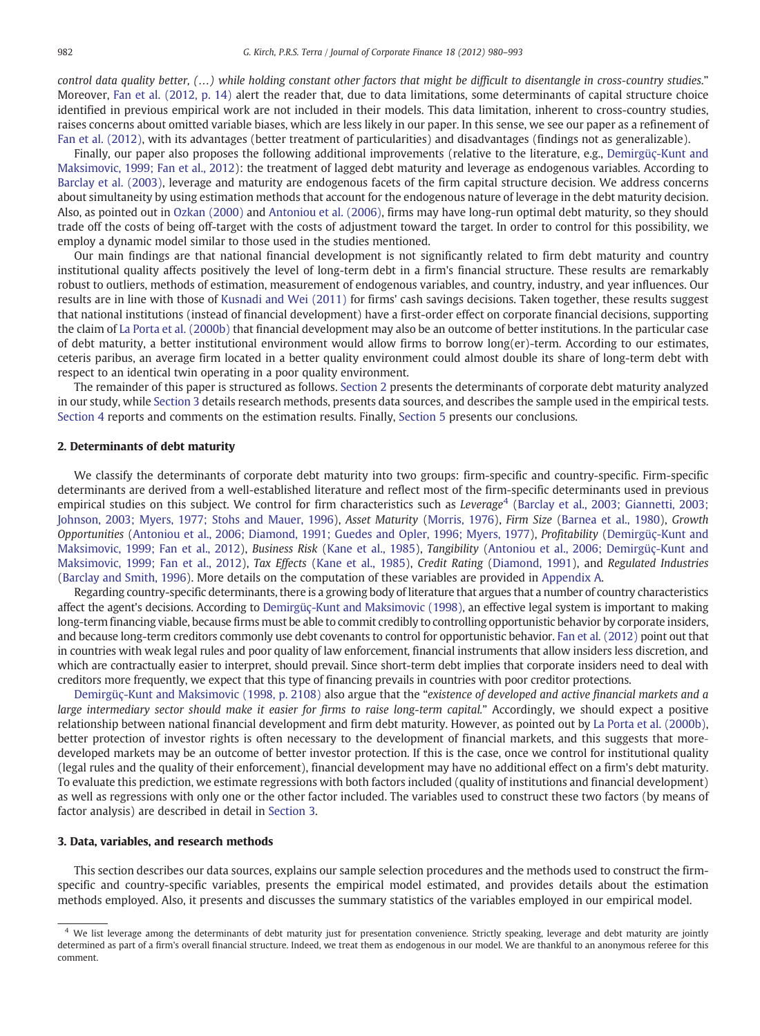*control data quality better, (…) while holding constant other factors that might be difficult to disentangle in cross-country studies*." Moreover, Fan et al. (2012, p. 14) alert the reader that, due to data limitations, some determinants of capital structure choice identified in previous empirical work are not included in their models. This data limitation, inherent to cross-country studies, raises concerns about omitted variable biases, which are less likely in our paper. In this sense, we see our paper as a refinement of Fan et al. (2012), with its advantages (better treatment of particularities) and disadvantages (findings not as generalizable).

Finally, our paper also proposes the following additional improvements (relative to the literature, e.g., Demirgüç-Kunt and Maksimovic, 1999; Fan et al., 2012): the treatment of lagged debt maturity and leverage as endogenous variables. According to Barclay et al. (2003), leverage and maturity are endogenous facets of the firm capital structure decision. We address concerns about simultaneity by using estimation methods that account for the endogenous nature of leverage in the debt maturity decision. Also, as pointed out in Ozkan (2000) and Antoniou et al. (2006), firms may have long-run optimal debt maturity, so they should trade off the costs of being off-target with the costs of adjustment toward the target. In order to control for this possibility, we employ a dynamic model similar to those used in the studies mentioned.

Our main findings are that national financial development is not significantly related to firm debt maturity and country institutional quality affects positively the level of long-term debt in a firm's financial structure. These results are remarkably robust to outliers, methods of estimation, measurement of endogenous variables, and country, industry, and year influences. Our results are in line with those of Kusnadi and Wei (2011) for firms' cash savings decisions. Taken together, these results suggest that national institutions (instead of financial development) have a first-order effect on corporate financial decisions, supporting the claim of La Porta et al. (2000b) that financial development may also be an outcome of better institutions. In the particular case of debt maturity, a better institutional environment would allow firms to borrow long(er)-term. According to our estimates, ceteris paribus, an average firm located in a better quality environment could almost double its share of long-term debt with respect to an identical twin operating in a poor quality environment.

The remainder of this paper is structured as follows. Section 2 presents the determinants of corporate debt maturity analyzed in our study, while Section 3 details research methods, presents data sources, and describes the sample used in the empirical tests. Section 4 reports and comments on the estimation results. Finally, Section 5 presents our conclusions.

## 2. Determinants of debt maturity

We classify the determinants of corporate debt maturity into two groups: firm-specific and country-specific. Firm-specific determinants are derived from a well-established literature and reflect most of the firm-specific determinants used in previous empirical studies on this subject. We control for firm characteristics such as *Leverage*[4] (Barclay et al., 2003; Giannetti, 2003; Johnson, 2003; Myers, 1977; Stohs and Mauer, 1996), *Asset Maturity* (Morris, 1976), *Firm Size* (Barnea et al., 1980), *Growth Opportunities* (Antoniou et al., 2006; Diamond, 1991; Guedes and Opler, 1996; Myers, 1977), *Profitability* (Demirgüç-Kunt and Maksimovic, 1999; Fan et al., 2012), *Business Risk* (Kane et al., 1985), *Tangibility* (Antoniou et al., 2006; Demirgüç-Kunt and Maksimovic, 1999; Fan et al., 2012), *Tax Effects* (Kane et al., 1985), *Credit Rating* (Diamond, 1991), and *Regulated Industries* (Barclay and Smith, 1996). More details on the computation of these variables are provided in Appendix A.

Regarding country-specific determinants, there is a growing body of literature that argues that a number of country characteristics affect the agent's decisions. According to Demirgüç-Kunt and Maksimovic (1998), an effective legal system is important to making long-term financing viable, because firms must be able to commit credibly to controlling opportunistic behavior by corporate insiders, and because long-term creditors commonly use debt covenants to control for opportunistic behavior. Fan et al. (2012) point out that in countries with weak legal rules and poor quality of law enforcement, financial instruments that allow insiders less discretion, and which are contractually easier to interpret, should prevail. Since short-term debt implies that corporate insiders need to deal with creditors more frequently, we expect that this type of financing prevails in countries with poor creditor protections.

Demirgüç-Kunt and Maksimovic (1998, p. 2108) also argue that the "*existence of developed and active financial markets and a large intermediary sector should make it easier for firms to raise long-term capital*." Accordingly, we should expect a positive relationship between national financial development and firm debt maturity. However, as pointed out by La Porta et al. (2000b), better protection of investor rights is often necessary to the development of financial markets, and this suggests that more-developed markets may be an outcome of better investor protection. If this is the case, once we control for institutional quality (legal rules and the quality of their enforcement), financial development may have no additional effect on a firm's debt maturity. To evaluate this prediction, we estimate regressions with both factors included (quality of institutions and financial development) as well as regressions with only one or the other factor included. The variables used to construct these two factors (by means of factor analysis) are described in detail in Section 3.

## 3. Data, variables, and research methods

This section describes our data sources, explains our sample selection procedures and the methods used to construct the firm-specific and country-specific variables, presents the empirical model estimated, and provides details about the estimation methods employed. Also, it presents and discusses the summary statistics of the variables employed in our empirical model.

---

[4] We list leverage among the determinants of debt maturity just for presentation convenience. Strictly speaking, leverage and debt maturity are jointly determined as part of a firm's overall financial structure. Indeed, we treat them as endogenous in our model. We are thankful to an anonymous referee for this comment.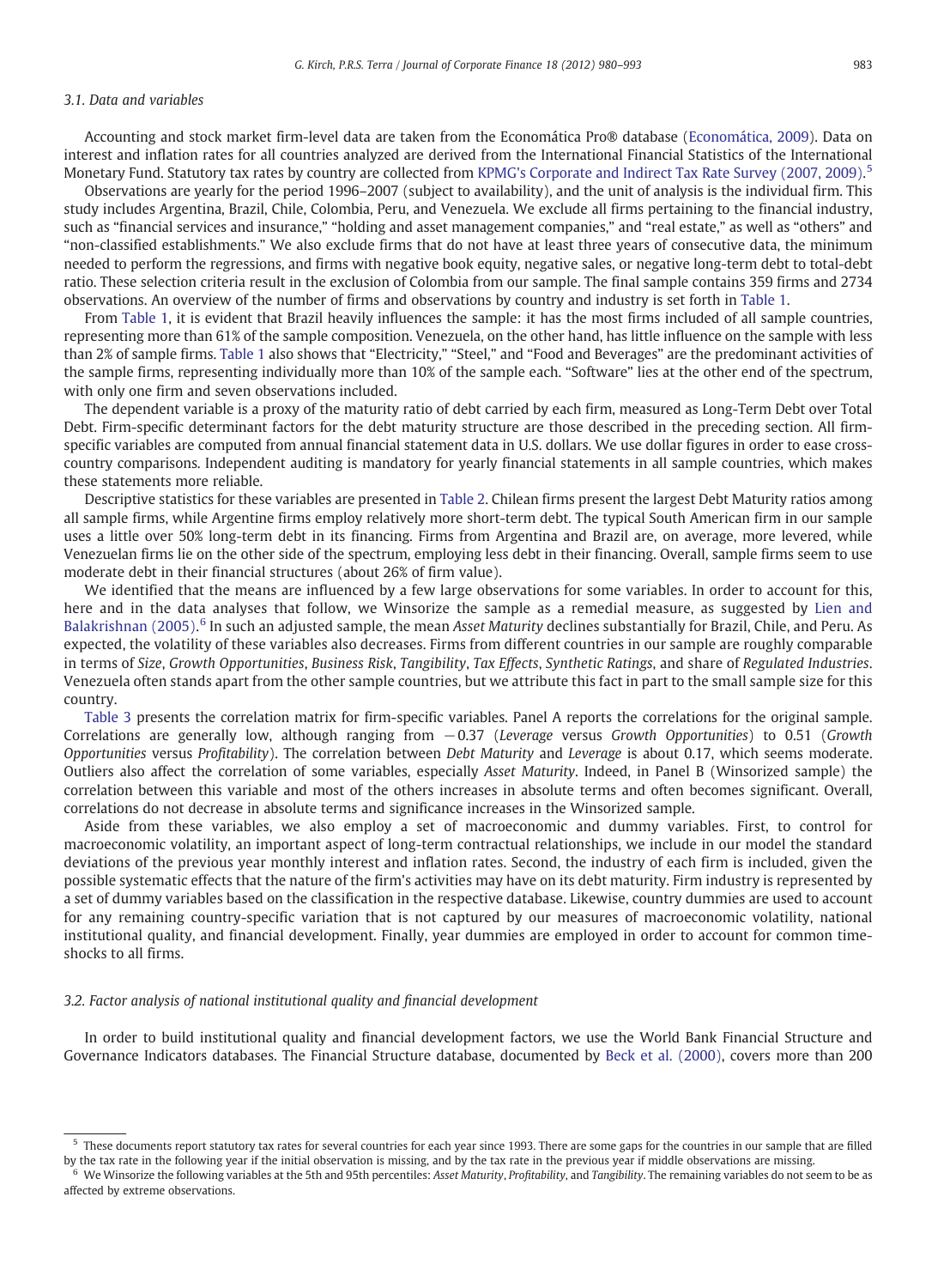### 3.1. Data and variables

Accounting and stock market firm-level data are taken from the Economática Pro® database (Economática, 2009). Data on interest and inflation rates for all countries analyzed are derived from the International Financial Statistics of the International Monetary Fund. Statutory tax rates by country are collected from KPMG's Corporate and Indirect Tax Rate Survey (2007, 2009).[5]

Observations are yearly for the period 1996–2007 (subject to availability), and the unit of analysis is the individual firm. This study includes Argentina, Brazil, Chile, Colombia, Peru, and Venezuela. We exclude all firms pertaining to the financial industry, such as "financial services and insurance," "holding and asset management companies," and "real estate," as well as "others" and "non-classified establishments." We also exclude firms that do not have at least three years of consecutive data, the minimum needed to perform the regressions, and firms with negative book equity, negative sales, or negative long-term debt to total-debt ratio. These selection criteria result in the exclusion of Colombia from our sample. The final sample contains 359 firms and 2734 observations. An overview of the number of firms and observations by country and industry is set forth in Table 1.

From Table 1, it is evident that Brazil heavily influences the sample: it has the most firms included of all sample countries, representing more than 61% of the sample composition. Venezuela, on the other hand, has little influence on the sample with less than 2% of sample firms. Table 1 also shows that "Electricity," "Steel," and "Food and Beverages" are the predominant activities of the sample firms, representing individually more than 10% of the sample each. "Software" lies at the other end of the spectrum, with only one firm and seven observations included.

The dependent variable is a proxy of the maturity ratio of debt carried by each firm, measured as Long-Term Debt over Total Debt. Firm-specific determinant factors for the debt maturity structure are those described in the preceding section. All firm-specific variables are computed from annual financial statement data in U.S. dollars. We use dollar figures in order to ease cross-country comparisons. Independent auditing is mandatory for yearly financial statements in all sample countries, which makes these statements more reliable.

Descriptive statistics for these variables are presented in Table 2. Chilean firms present the largest Debt Maturity ratios among all sample firms, while Argentine firms employ relatively more short-term debt. The typical South American firm in our sample uses a little over 50% long-term debt in its financing. Firms from Argentina and Brazil are, on average, more levered, while Venezuelan firms lie on the other side of the spectrum, employing less debt in their financing. Overall, sample firms seem to use moderate debt in their financial structures (about 26% of firm value).

We identified that the means are influenced by a few large observations for some variables. In order to account for this, here and in the data analyses that follow, we Winsorize the sample as a remedial measure, as suggested by Lien and Balakrishnan (2005).[6] In such an adjusted sample, the mean *Asset Maturity* declines substantially for Brazil, Chile, and Peru. As expected, the volatility of these variables also decreases. Firms from different countries in our sample are roughly comparable in terms of *Size*, *Growth Opportunities*, *Business Risk*, *Tangibility*, *Tax Effects*, *Synthetic Ratings*, and share of *Regulated Industries*. Venezuela often stands apart from the other sample countries, but we attribute this fact in part to the small sample size for this country.

Table 3 presents the correlation matrix for firm-specific variables. Panel A reports the correlations for the original sample. Correlations are generally low, although ranging from −0.37 (*Leverage* versus *Growth Opportunities*) to 0.51 (*Growth Opportunities* versus *Profitability*). The correlation between *Debt Maturity* and *Leverage* is about 0.17, which seems moderate. Outliers also affect the correlation of some variables, especially *Asset Maturity*. Indeed, in Panel B (Winsorized sample) the correlation between this variable and most of the others increases in absolute terms and often becomes significant. Overall, correlations do not decrease in absolute terms and significance increases in the Winsorized sample.

Aside from these variables, we also employ a set of macroeconomic and dummy variables. First, to control for macroeconomic volatility, an important aspect of long-term contractual relationships, we include in our model the standard deviations of the previous year monthly interest and inflation rates. Second, the industry of each firm is included, given the possible systematic effects that the nature of the firm's activities may have on its debt maturity. Firm industry is represented by a set of dummy variables based on the classification in the respective database. Likewise, country dummies are used to account for any remaining country-specific variation that is not captured by our measures of macroeconomic volatility, national institutional quality, and financial development. Finally, year dummies are employed in order to account for common time-shocks to all firms.

### 3.2. Factor analysis of national institutional quality and financial development

In order to build institutional quality and financial development factors, we use the World Bank Financial Structure and Governance Indicators databases. The Financial Structure database, documented by Beck et al. (2000), covers more than 200

---

[5] These documents report statutory tax rates for several countries for each year since 1993. There are some gaps for the countries in our sample that are filled by the tax rate in the following year if the initial observation is missing, and by the tax rate in the previous year if middle observations are missing.

[6] We Winsorize the following variables at the 5th and 95th percentiles: *Asset Maturity*, *Profitability*, and *Tangibility*. The remaining variables do not seem to be as affected by extreme observations.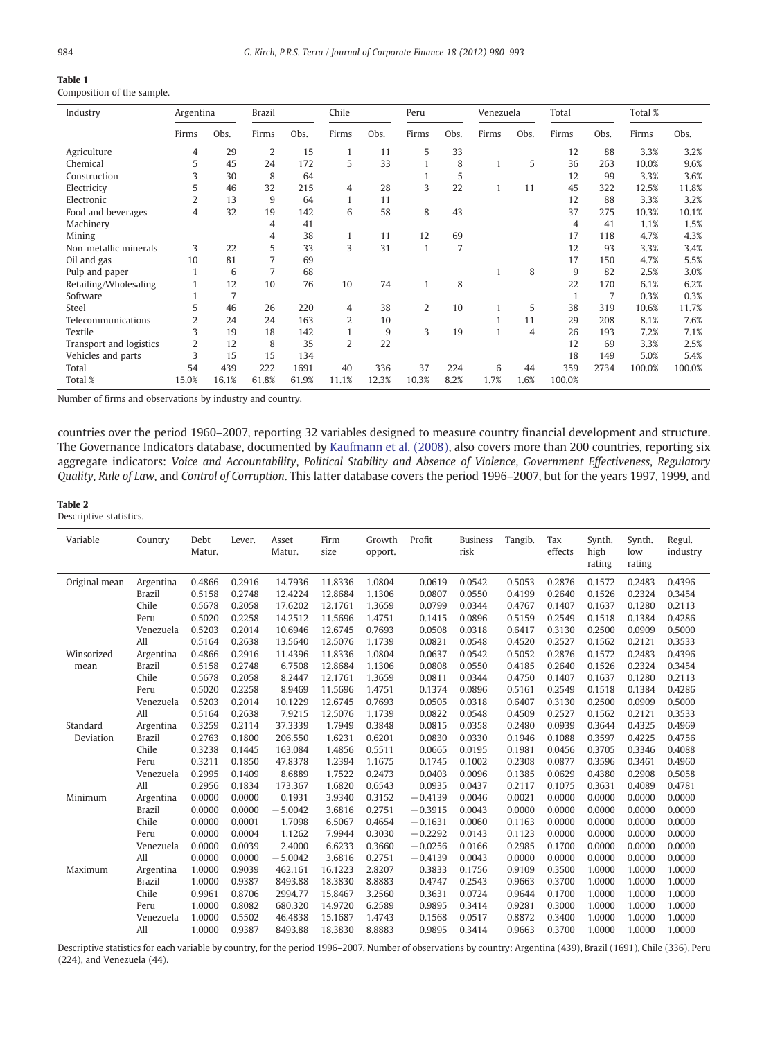**Table 1**
Composition of the sample.

| Industry | Argentina | | Brazil | | Chile | | Peru | | Venezuela | | Total | | Total % | |
|---|---|---|---|---|---|---|---|---|---|---|---|---|---|---|
| | Firms | Obs. | Firms | Obs. | Firms | Obs. | Firms | Obs. | Firms | Obs. | Firms | Obs. | Firms | Obs. |
| Agriculture | 4 | 29 | 2 | 15 | 1 | 11 | 5 | 33 | | | 12 | 88 | 3.3% | 3.2% |
| Chemical | 5 | 45 | 24 | 172 | 5 | 33 | 1 | 8 | 1 | 5 | 36 | 263 | 10.0% | 9.6% |
| Construction | 3 | 30 | 8 | 64 | | | 1 | 5 | | | 12 | 99 | 3.3% | 3.6% |
| Electricity | 5 | 46 | 32 | 215 | 4 | 28 | 3 | 22 | 1 | 11 | 45 | 322 | 12.5% | 11.8% |
| Electronic | 2 | 13 | 9 | 64 | 1 | 11 | | | | | 12 | 88 | 3.3% | 3.2% |
| Food and beverages | 4 | 32 | 19 | 142 | 6 | 58 | 8 | 43 | | | 37 | 275 | 10.3% | 10.1% |
| Machinery | | | 4 | 41 | | | | | | | 4 | 41 | 1.1% | 1.5% |
| Mining | | | 4 | 38 | 1 | 11 | 12 | 69 | | | 17 | 118 | 4.7% | 4.3% |
| Non-metallic minerals | 3 | 22 | 5 | 33 | 3 | 31 | 1 | 7 | | | 12 | 93 | 3.3% | 3.4% |
| Oil and gas | 10 | 81 | 7 | 69 | | | | | | | 17 | 150 | 4.7% | 5.5% |
| Pulp and paper | 1 | 6 | 7 | 68 | | | | | 1 | 8 | 9 | 82 | 2.5% | 3.0% |
| Retailing/Wholesaling | 1 | 12 | 10 | 76 | 10 | 74 | 1 | 8 | | | 22 | 170 | 6.1% | 6.2% |
| Software | 1 | 7 | | | | | | | | | 1 | 7 | 0.3% | 0.3% |
| Steel | 5 | 46 | 26 | 220 | 4 | 38 | 2 | 10 | 1 | 5 | 38 | 319 | 10.6% | 11.7% |
| Telecommunications | 2 | 24 | 24 | 163 | 2 | 10 | | | 1 | 11 | 29 | 208 | 8.1% | 7.6% |
| Textile | 3 | 19 | 18 | 142 | 1 | 9 | 3 | 19 | 1 | 4 | 26 | 193 | 7.2% | 7.1% |
| Transport and logistics | 2 | 12 | 8 | 35 | 2 | 22 | | | | | 12 | 69 | 3.3% | 2.5% |
| Vehicles and parts | 3 | 15 | 15 | 134 | | | | | | | 18 | 149 | 5.0% | 5.4% |
| Total | 54 | 439 | 222 | 1691 | 40 | 336 | 37 | 224 | 6 | 44 | 359 | 2734 | 100.0% | 100.0% |
| Total % | 15.0% | 16.1% | 61.8% | 61.9% | 11.1% | 12.3% | 10.3% | 8.2% | 1.7% | 1.6% | 100.0% | | | |

Number of firms and observations by industry and country.

countries over the period 1960–2007, reporting 32 variables designed to measure country financial development and structure. The Governance Indicators database, documented by Kaufmann et al. (2008), also covers more than 200 countries, reporting six aggregate indicators: *Voice and Accountability*, *Political Stability and Absence of Violence*, *Government Effectiveness*, *Regulatory Quality*, *Rule of Law*, and *Control of Corruption*. This latter database covers the period 1996–2007, but for the years 1997, 1999, and

**Table 2**
Descriptive statistics.

| Variable | Country | Debt Matur. | Lever. | Asset Matur. | Firm size | Growth opport. | Profit | Business risk | Tangib. | Tax effects | Synth. high rating | Synth. low rating | Regul. industry |
|---|---|---|---|---|---|---|---|---|---|---|---|---|---|
| Original mean | Argentina | 0.4866 | 0.2916 | 14.7936 | 11.8336 | 1.0804 | 0.0619 | 0.0542 | 0.5053 | 0.2876 | 0.1572 | 0.2483 | 0.4396 |
| | Brazil | 0.5158 | 0.2748 | 12.4224 | 12.8684 | 1.1306 | 0.0807 | 0.0550 | 0.4199 | 0.2640 | 0.1526 | 0.2324 | 0.3454 |
| | Chile | 0.5678 | 0.2058 | 17.6202 | 12.1761 | 1.3659 | 0.0799 | 0.0344 | 0.4767 | 0.1407 | 0.1637 | 0.1280 | 0.2113 |
| | Peru | 0.5020 | 0.2258 | 14.2512 | 11.5696 | 1.4751 | 0.1415 | 0.0896 | 0.5159 | 0.2549 | 0.1518 | 0.1384 | 0.4286 |
| | Venezuela | 0.5203 | 0.2014 | 10.6946 | 12.6745 | 0.7693 | 0.0508 | 0.0318 | 0.6417 | 0.3130 | 0.2500 | 0.0909 | 0.5000 |
| | All | 0.5164 | 0.2638 | 13.5640 | 12.5076 | 1.1739 | 0.0821 | 0.0548 | 0.4520 | 0.2527 | 0.1562 | 0.2121 | 0.3533 |
| Winsorized mean | Argentina | 0.4866 | 0.2916 | 11.4396 | 11.8336 | 1.0804 | 0.0637 | 0.0542 | 0.5052 | 0.2876 | 0.1572 | 0.2483 | 0.4396 |
| | Brazil | 0.5158 | 0.2748 | 6.7508 | 12.8684 | 1.1306 | 0.0808 | 0.0550 | 0.4185 | 0.2640 | 0.1526 | 0.2324 | 0.3454 |
| | Chile | 0.5678 | 0.2058 | 8.2447 | 12.1761 | 1.3659 | 0.0811 | 0.0344 | 0.4750 | 0.1407 | 0.1637 | 0.1280 | 0.2113 |
| | Peru | 0.5020 | 0.2258 | 8.9469 | 11.5696 | 1.4751 | 0.1374 | 0.0896 | 0.5161 | 0.2549 | 0.1518 | 0.1384 | 0.4286 |
| | Venezuela | 0.5203 | 0.2014 | 10.1229 | 12.6745 | 0.7693 | 0.0505 | 0.0318 | 0.6407 | 0.3130 | 0.2500 | 0.0909 | 0.5000 |
| | All | 0.5164 | 0.2638 | 7.9215 | 12.5076 | 1.1739 | 0.0822 | 0.0548 | 0.4509 | 0.2527 | 0.1562 | 0.2121 | 0.3533 |
| Standard Deviation | Argentina | 0.3259 | 0.2114 | 37.3339 | 1.7949 | 0.3848 | 0.0815 | 0.0358 | 0.2480 | 0.0939 | 0.3644 | 0.4325 | 0.4969 |
| | Brazil | 0.2763 | 0.1800 | 206.550 | 1.6231 | 0.6201 | 0.0830 | 0.0330 | 0.1946 | 0.1088 | 0.3597 | 0.4225 | 0.4756 |
| | Chile | 0.3238 | 0.1445 | 163.084 | 1.4856 | 0.5511 | 0.0665 | 0.0195 | 0.1981 | 0.0456 | 0.3705 | 0.3346 | 0.4088 |
| | Peru | 0.3211 | 0.1850 | 47.8378 | 1.2394 | 1.1675 | 0.1745 | 0.1002 | 0.2308 | 0.0877 | 0.3596 | 0.3461 | 0.4960 |
| | Venezuela | 0.2995 | 0.1409 | 8.6889 | 1.7522 | 0.2473 | 0.0403 | 0.0096 | 0.1385 | 0.0629 | 0.4380 | 0.2908 | 0.5058 |
| | All | 0.2956 | 0.1834 | 173.367 | 1.6820 | 0.6543 | 0.0935 | 0.0437 | 0.2117 | 0.1075 | 0.3631 | 0.4089 | 0.4781 |
| Minimum | Argentina | 0.0000 | 0.0000 | 0.1931 | 3.9340 | 0.3152 | −0.4139 | 0.0046 | 0.0021 | 0.0000 | 0.0000 | 0.0000 | 0.0000 |
| | Brazil | 0.0000 | 0.0000 | −5.0042 | 3.6816 | 0.2751 | −0.3915 | 0.0043 | 0.0000 | 0.0000 | 0.0000 | 0.0000 | 0.0000 |
| | Chile | 0.0000 | 0.0001 | 1.7098 | 6.5067 | 0.4654 | −0.1631 | 0.0060 | 0.1163 | 0.0000 | 0.0000 | 0.0000 | 0.0000 |
| | Peru | 0.0000 | 0.0004 | 1.1262 | 7.9944 | 0.3030 | −0.2292 | 0.0143 | 0.1123 | 0.0000 | 0.0000 | 0.0000 | 0.0000 |
| | Venezuela | 0.0000 | 0.0039 | 2.4000 | 6.6233 | 0.3660 | −0.0256 | 0.0166 | 0.2985 | 0.1700 | 0.0000 | 0.0000 | 0.0000 |
| | All | 0.0000 | 0.0000 | −5.0042 | 3.6816 | 0.2751 | −0.4139 | 0.0043 | 0.0000 | 0.0000 | 0.0000 | 0.0000 | 0.0000 |
| Maximum | Argentina | 1.0000 | 0.9039 | 462.161 | 16.1223 | 2.8207 | 0.3833 | 0.1756 | 0.9109 | 0.3500 | 1.0000 | 1.0000 | 1.0000 |
| | Brazil | 1.0000 | 0.9387 | 8493.88 | 18.3830 | 8.8883 | 0.4747 | 0.2543 | 0.9663 | 0.3700 | 1.0000 | 1.0000 | 1.0000 |
| | Chile | 0.9961 | 0.8706 | 2994.77 | 15.8467 | 3.2560 | 0.3631 | 0.0724 | 0.9644 | 0.1700 | 1.0000 | 1.0000 | 1.0000 |
| | Peru | 1.0000 | 0.8082 | 680.320 | 14.9720 | 6.2589 | 0.9895 | 0.3414 | 0.9281 | 0.3000 | 1.0000 | 1.0000 | 1.0000 |
| | Venezuela | 1.0000 | 0.5502 | 46.4838 | 15.1687 | 1.4743 | 0.1568 | 0.0517 | 0.8872 | 0.3400 | 1.0000 | 1.0000 | 1.0000 |
| | All | 1.0000 | 0.9387 | 8493.88 | 18.3830 | 8.8883 | 0.9895 | 0.3414 | 0.9663 | 0.3700 | 1.0000 | 1.0000 | 1.0000 |

Descriptive statistics for each variable by country, for the period 1996–2007. Number of observations by country: Argentina (439), Brazil (1691), Chile (336), Peru (224), and Venezuela (44).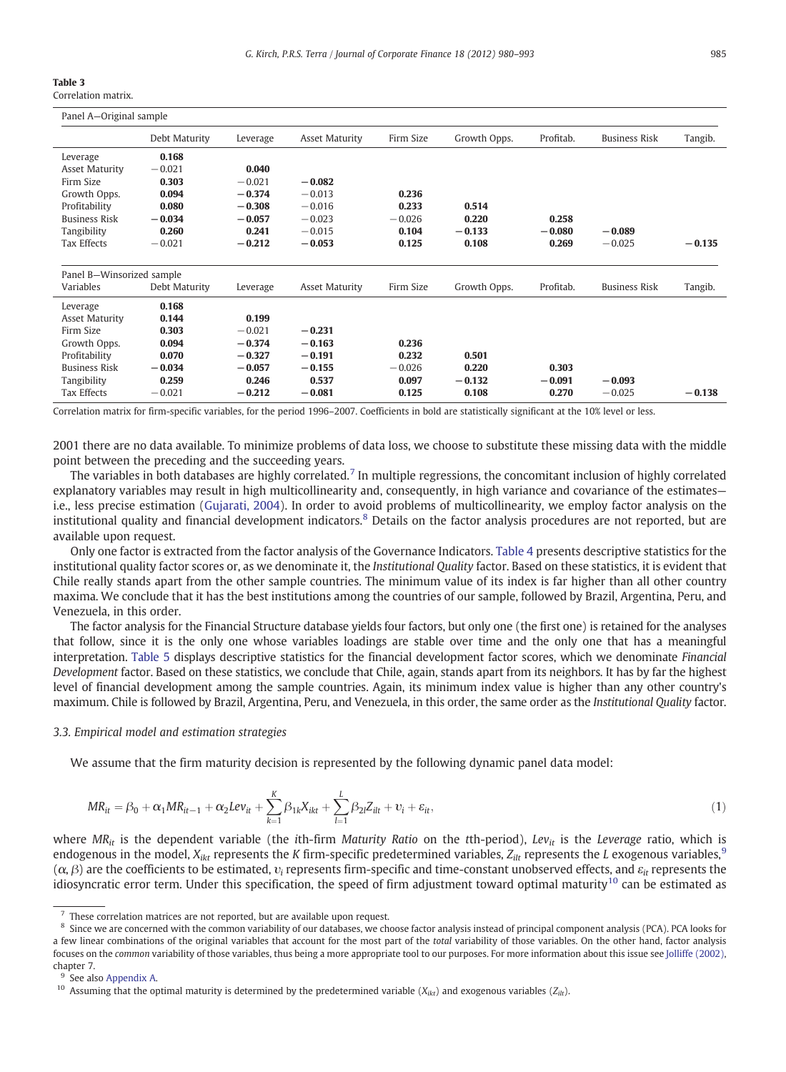**Table 3**
Correlation matrix.

| Panel A—Original sample | | | | | | | | |
|---|---|---|---|---|---|---|---|---|
| | Debt Maturity | Leverage | Asset Maturity | Firm Size | Growth Opps. | Profitab. | Business Risk | Tangib. |
| Leverage | **0.168** | | | | | | | |
| Asset Maturity | −0.021 | **0.040** | | | | | | |
| Firm Size | **0.303** | −0.021 | **−0.082** | | | | | |
| Growth Opps. | **0.094** | **−0.374** | −0.013 | **0.236** | | | | |
| Profitability | **0.080** | **−0.308** | −0.016 | **0.233** | **0.514** | | | |
| Business Risk | **−0.034** | **−0.057** | −0.023 | −0.026 | **0.220** | **0.258** | | |
| Tangibility | **0.260** | **0.241** | −0.015 | **0.104** | **−0.133** | **−0.080** | **−0.089** | |
| Tax Effects | −0.021 | **−0.212** | **−0.053** | **0.125** | **0.108** | **0.269** | −0.025 | **−0.135** |
| **Panel B—Winsorized sample** | | | | | | | | |
| Variables | Debt Maturity | Leverage | Asset Maturity | Firm Size | Growth Opps. | Profitab. | Business Risk | Tangib. |
| Leverage | **0.168** | | | | | | | |
| Asset Maturity | **0.144** | **0.199** | | | | | | |
| Firm Size | **0.303** | −0.021 | **−0.231** | | | | | |
| Growth Opps. | **0.094** | **−0.374** | **−0.163** | **0.236** | | | | |
| Profitability | **0.070** | **−0.327** | **−0.191** | **0.232** | **0.501** | | | |
| Business Risk | **−0.034** | **−0.057** | **−0.155** | −0.026 | **0.220** | **0.303** | | |
| Tangibility | **0.259** | **0.246** | **0.537** | **0.097** | **−0.132** | **−0.091** | **−0.093** | |
| Tax Effects | −0.021 | **−0.212** | **−0.081** | **0.125** | **0.108** | **0.270** | −0.025 | **−0.138** |

Correlation matrix for firm-specific variables, for the period 1996–2007. Coefficients in bold are statistically significant at the 10% level or less.

2001 there are no data available. To minimize problems of data loss, we choose to substitute these missing data with the middle point between the preceding and the succeeding years.

The variables in both databases are highly correlated.[7] In multiple regressions, the concomitant inclusion of highly correlated explanatory variables may result in high multicollinearity and, consequently, in high variance and covariance of the estimates—i.e., less precise estimation (Gujarati, 2004). In order to avoid problems of multicollinearity, we employ factor analysis on the institutional quality and financial development indicators.[8] Details on the factor analysis procedures are not reported, but are available upon request.

Only one factor is extracted from the factor analysis of the Governance Indicators. Table 4 presents descriptive statistics for the institutional quality factor scores or, as we denominate it, the *Institutional Quality* factor. Based on these statistics, it is evident that Chile really stands apart from the other sample countries. The minimum value of its index is far higher than all other country maxima. We conclude that it has the best institutions among the countries of our sample, followed by Brazil, Argentina, Peru, and Venezuela, in this order.

The factor analysis for the Financial Structure database yields four factors, but only one (the first one) is retained for the analyses that follow, since it is the only one whose variables loadings are stable over time and the only one that has a meaningful interpretation. Table 5 displays descriptive statistics for the financial development factor scores, which we denominate *Financial Development* factor. Based on these statistics, we conclude that Chile, again, stands apart from its neighbors. It has by far the highest level of financial development among the sample countries. Again, its minimum index value is higher than any other country's maximum. Chile is followed by Brazil, Argentina, Peru, and Venezuela, in this order, the same order as the *Institutional Quality* factor.

### 3.3. Empirical model and estimation strategies

We assume that the firm maturity decision is represented by the following dynamic panel data model:

$$MR_{it} = \beta_0 + \alpha_1 MR_{it-1} + \alpha_2 Lev_{it} + \sum_{k=1}^{K} \beta_{1k} X_{ikt} + \sum_{l=1}^{L} \beta_{2l} Z_{ilt} + \upsilon_i + \varepsilon_{it}, \tag{1}$$

where $MR_{it}$ is the dependent variable (the *i*th-firm *Maturity Ratio* on the *t*th-period), $Lev_{it}$ is the *Leverage* ratio, which is endogenous in the model, $X_{ikt}$ represents the *K* firm-specific predetermined variables, $Z_{ilt}$ represents the *L* exogenous variables,[9] $(\alpha, \beta)$ are the coefficients to be estimated, $\upsilon_i$ represents firm-specific and time-constant unobserved effects, and $\varepsilon_{it}$ represents the idiosyncratic error term. Under this specification, the speed of firm adjustment toward optimal maturity[10] can be estimated as

---

[7] These correlation matrices are not reported, but are available upon request.

[8] Since we are concerned with the common variability of our databases, we choose factor analysis instead of principal component analysis (PCA). PCA looks for a few linear combinations of the original variables that account for the most part of the *total* variability of those variables. On the other hand, factor analysis focuses on the *common* variability of those variables, thus being a more appropriate tool to our purposes. For more information about this issue see Jolliffe (2002), chapter 7.

[9] See also Appendix A.

[10] Assuming that the optimal maturity is determined by the predetermined variable ($X_{ikt}$) and exogenous variables ($Z_{ilt}$).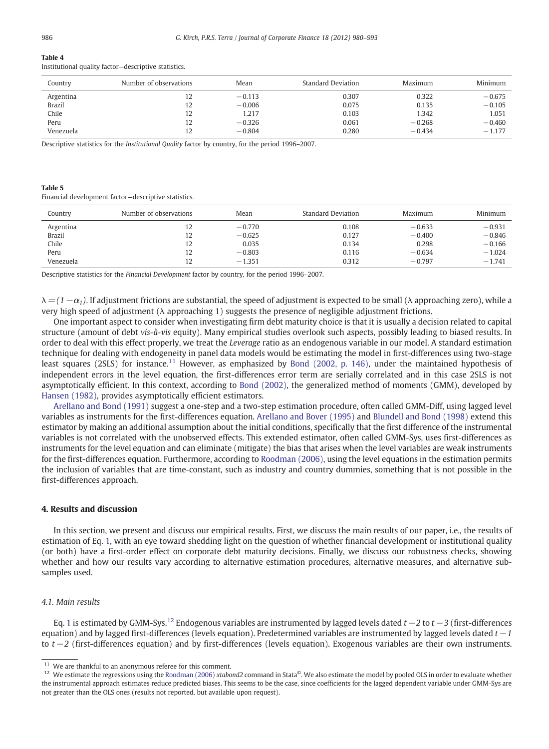**Table 4**
Institutional quality factor—descriptive statistics.

| Country | Number of observations | Mean | Standard Deviation | Maximum | Minimum |
|---|---|---|---|---|---|
| Argentina | 12 | −0.113 | 0.307 | 0.322 | −0.675 |
| Brazil | 12 | −0.006 | 0.075 | 0.135 | −0.105 |
| Chile | 12 | 1.217 | 0.103 | 1.342 | 1.051 |
| Peru | 12 | −0.326 | 0.061 | −0.268 | −0.460 |
| Venezuela | 12 | −0.804 | 0.280 | −0.434 | −1.177 |

Descriptive statistics for the *Institutional Quality* factor by country, for the period 1996–2007.

**Table 5**
Financial development factor—descriptive statistics.

| Country | Number of observations | Mean | Standard Deviation | Maximum | Minimum |
|---|---|---|---|---|---|
| Argentina | 12 | −0.770 | 0.108 | −0.633 | −0.931 |
| Brazil | 12 | −0.625 | 0.127 | −0.400 | −0.846 |
| Chile | 12 | 0.035 | 0.134 | 0.298 | −0.166 |
| Peru | 12 | −0.803 | 0.116 | −0.634 | −1.024 |
| Venezuela | 12 | −1.351 | 0.312 | −0.797 | −1.741 |

Descriptive statistics for the *Financial Development* factor by country, for the period 1996–2007.

$\lambda = (1 - \alpha_1)$. If adjustment frictions are substantial, the speed of adjustment is expected to be small ($\lambda$ approaching zero), while a very high speed of adjustment ($\lambda$ approaching 1) suggests the presence of negligible adjustment frictions.

One important aspect to consider when investigating firm debt maturity choice is that it is usually a decision related to capital structure (amount of debt *vis-à-vis* equity). Many empirical studies overlook such aspects, possibly leading to biased results. In order to deal with this effect properly, we treat the *Leverage* ratio as an endogenous variable in our model. A standard estimation technique for dealing with endogeneity in panel data models would be estimating the model in first-differences using two-stage least squares (2SLS) for instance.[11] However, as emphasized by Bond (2002, p. 146), under the maintained hypothesis of independent errors in the level equation, the first-differences error term are serially correlated and in this case 2SLS is not asymptotically efficient. In this context, according to Bond (2002), the generalized method of moments (GMM), developed by Hansen (1982), provides asymptotically efficient estimators.

Arellano and Bond (1991) suggest a one-step and a two-step estimation procedure, often called GMM-Diff, using lagged level variables as instruments for the first-differences equation. Arellano and Bover (1995) and Blundell and Bond (1998) extend this estimator by making an additional assumption about the initial conditions, specifically that the first difference of the instrumental variables is not correlated with the unobserved effects. This extended estimator, often called GMM-Sys, uses first-differences as instruments for the level equation and can eliminate (mitigate) the bias that arises when the level variables are weak instruments for the first-differences equation. Furthermore, according to Roodman (2006), using the level equations in the estimation permits the inclusion of variables that are time-constant, such as industry and country dummies, something that is not possible in the first-differences approach.

## 4. Results and discussion

In this section, we present and discuss our empirical results. First, we discuss the main results of our paper, i.e., the results of estimation of Eq. 1, with an eye toward shedding light on the question of whether financial development or institutional quality (or both) have a first-order effect on corporate debt maturity decisions. Finally, we discuss our robustness checks, showing whether and how our results vary according to alternative estimation procedures, alternative measures, and alternative sub-samples used.

### 4.1. Main results

Eq. 1 is estimated by GMM-Sys.[12] Endogenous variables are instrumented by lagged levels dated $t-2$ to $t-3$ (first-differences equation) and by lagged first-differences (levels equation). Predetermined variables are instrumented by lagged levels dated $t-1$ to $t-2$ (first-differences equation) and by first-differences (levels equation). Exogenous variables are their own instruments.

[11] We are thankful to an anonymous referee for this comment.

[12] We estimate the regressions using the Roodman (2006) *xtabond2* command in Stata©. We also estimate the model by pooled OLS in order to evaluate whether the instrumental approach estimates reduce predicted biases. This seems to be the case, since coefficients for the lagged dependent variable under GMM-Sys are not greater than the OLS ones (results not reported, but available upon request).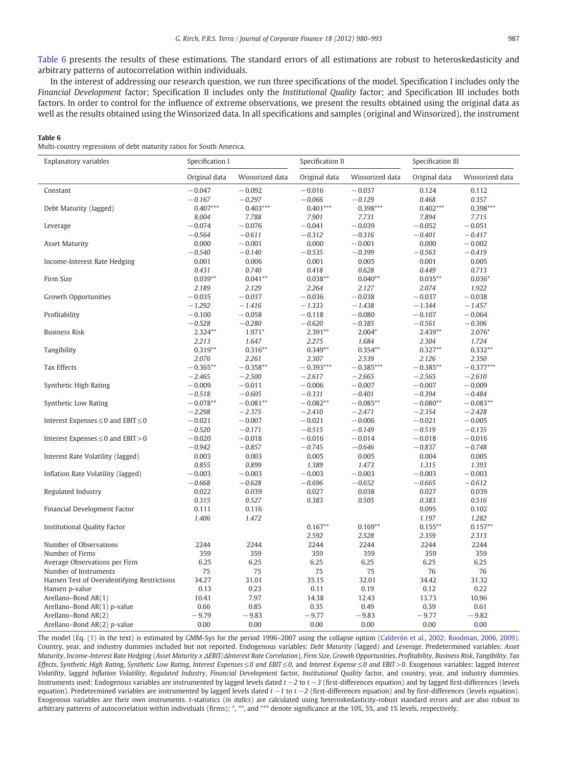Table 6 presents the results of these estimations. The standard errors of all estimations are robust to heteroskedasticity and arbitrary patterns of autocorrelation within individuals.

In the interest of addressing our research question, we run three specifications of the model. Specification I includes only the *Financial Development* factor; Specification II includes only the *Institutional Quality* factor; and Specification III includes both factors. In order to control for the influence of extreme observations, we present the results obtained using the original data as well as the results obtained using the Winsorized data. In all specifications and samples (original and Winsorized), the instrument

**Table 6**

Multi-country regressions of debt maturity ratios for South America.

| Explanatory variables | Specification I | | Specification II | | Specification III | |
|---|---|---|---|---|---|---|
| | Original data | Winsorized data | Original data | Winsorized data | Original data | Winsorized data |
| Constant | −0.047 | −0.092 | −0.016 | −0.037 | 0.124 | 0.112 |
| | *−0.167* | *−0.297* | *−0.066* | *−0.129* | *0.468* | *0.357* |
| Debt Maturity (lagged) | 0.407*** | 0.403*** | 0.401*** | 0.398*** | 0.402*** | 0.398*** |
| | *8.004* | *7.788* | *7.901* | *7.731* | *7.894* | *7.715* |
| Leverage | −0.074 | −0.076 | −0.041 | −0.039 | −0.052 | −0.051 |
| | *−0.564* | *−0.611* | *−0.312* | *−0.316* | *−0.401* | *−0.417* |
| Asset Maturity | 0.000 | −0.001 | 0.000 | −0.001 | 0.000 | −0.002 |
| | *−0.540* | *−0.140* | *−0.535* | *−0.399* | *−0.563* | *−0.419* |
| Income-Interest Rate Hedging | 0.001 | 0.006 | 0.001 | 0.005 | 0.001 | 0.005 |
| | *0.431* | *0.740* | *0.418* | *0.628* | *0.449* | *0.713* |
| Firm Size | 0.039** | 0.041** | 0.038** | 0.040** | 0.035** | 0.036* |
| | *2.189* | *2.129* | *2.264* | *2.127* | *2.074* | *1.922* |
| Growth Opportunities | −0.035 | −0.037 | −0.036 | −0.038 | −0.037 | −0.038 |
| | *−1.292* | *−1.416* | *−1.333* | *−1.438* | *−1.344* | *−1.457* |
| Profitability | −0.100 | −0.058 | −0.118 | −0.080 | −0.107 | −0.064 |
| | *−0.528* | *−0.280* | *−0.620* | *−0.385* | *−0.561* | *−0.306* |
| Business Risk | 2.324** | 1.971* | 2.391** | 2.004* | 2.439** | 2.076* |
| | *2.213* | *1.647* | *2.275* | *1.684* | *2.304* | *1.724* |
| Tangibility | 0.319** | 0.316** | 0.349** | 0.354** | 0.327** | 0.332** |
| | *2.076* | *2.261* | *2.307* | *2.539* | *2.126* | *2.350* |
| Tax Effects | −0.365** | −0.358** | −0.393*** | −0.385*** | −0.385** | −0.377*** |
| | *−2.465* | *−2.500* | *−2.617* | *−2.665* | *−2.565* | *−2.610* |
| Synthetic High Rating | −0.009 | −0.011 | −0.006 | −0.007 | −0.007 | −0.009 |
| | *−0.518* | *−0.605* | *−0.331* | *−0.401* | *−0.394* | *−0.484* |
| Synthetic Low Rating | −0.078** | −0.081** | −0.082** | −0.085** | −0.080** | −0.083** |
| | *−2.298* | *−2.375* | *−2.410* | *−2.471* | *−2.354* | *−2.428* |
| Interest Expenses ≤ 0 and EBIT ≤ 0 | −0.021 | −0.007 | −0.021 | −0.006 | −0.021 | −0.005 |
| | *−0.520* | *−0.171* | *−0.515* | *−0.149* | *−0.519* | *−0.135* |
| Interest Expenses ≤ 0 and EBIT > 0 | −0.020 | −0.018 | −0.016 | −0.014 | −0.018 | −0.016 |
| | *−0.942* | *−0.857* | *−0.745* | *−0.646* | *−0.837* | *−0.748* |
| Interest Rate Volatility (lagged) | 0.003 | 0.003 | 0.005 | 0.005 | 0.004 | 0.005 |
| | *0.855* | *0.899* | *1.389* | *1.473* | *1.315* | *1.393* |
| Inflation Rate Volatility (lagged) | −0.003 | −0.003 | −0.003 | −0.003 | −0.003 | −0.003 |
| | *−0.668* | *−0.628* | *−0.696* | *−0.652* | *−0.665* | *−0.612* |
| Regulated Industry | 0.022 | 0.039 | 0.027 | 0.038 | 0.027 | 0.039 |
| | *0.315* | *0.527* | *0.383* | *0.505* | *0.383* | *0.516* |
| Financial Development Factor | 0.111 | 0.116 | | | 0.095 | 0.102 |
| | *1.406* | *1.472* | | | *1.197* | *1.282* |
| Institutional Quality Factor | | | 0.167** | 0.169** | 0.155** | 0.157** |
| | | | *2.592* | *2.528* | *2.359* | *2.313* |
| Number of Observations | 2244 | 2244 | 2244 | 2244 | 2244 | 2244 |
| Number of Firms | 359 | 359 | 359 | 359 | 359 | 359 |
| Average Observations per Firm | 6.25 | 6.25 | 6.25 | 6.25 | 6.25 | 6.25 |
| Number of Instruments | 75 | 75 | 75 | 75 | 76 | 76 |
| Hansen Test of Overidentifying Restrictions | 34.27 | 31.01 | 35.15 | 32.01 | 34.42 | 31.32 |
| Hansen p-value | 0.13 | 0.23 | 0.11 | 0.19 | 0.12 | 0.22 |
| Arellano–Bond AR(1) | 10.41 | 7.97 | 14.38 | 12.43 | 13.73 | 10.96 |
| Arellano–Bond AR(1) *p*-value | 0.66 | 0.85 | 0.35 | 0.49 | 0.39 | 0.61 |
| Arellano–Bond AR(2) | −9.79 | −9.83 | −9.77 | −9.83 | −9.77 | −9.82 |
| Arellano–Bond AR(2) *p*-value | 0.00 | 0.00 | 0.00 | 0.00 | 0.00 | 0.00 |

The model (Eq. (1) in the text) is estimated by GMM-Sys for the period 1996–2007 using the collapse option (Calderón et al., 2002; Roodman, 2006, 2009). Country, year, and industry dummies included but not reported. Endogenous variables: *Debt Maturity* (lagged) and *Leverage*. Predetermined variables: *Asset Maturity*, *Income-Interest Rate Hedging* (*Asset Maturity x ΔEBIT/ΔInterest Rate Correlation*), *Firm Size*, *Growth Opportunities*, *Profitability*, *Business Risk*, *Tangibility*, *Tax Effects*, *Synthetic High Rating*, *Synthetic Low Rating*, *Interest Expenses ≤ 0 and EBIT ≤ 0*, and *Interest Expense ≤ 0 and EBIT > 0*. Exogenous variables: lagged *Interest Volatility*, lagged *Inflation Volatility*, *Regulated Industry*, *Financial Development* factor, *Institutional Quality* factor, and country, year, and industry dummies. Instruments used: Endogenous variables are instrumented by lagged levels dated $t-2$ to $t-3$ (first-differences equation) and by lagged first-differences (levels equation). Predetermined variables are instrumented by lagged levels dated $t-1$ to $t-2$ (first-differences equation) and by first-differences (levels equation). Exogenous variables are their own instruments. *t*-statistics (*in italics*) are calculated using heteroskedasticity-robust standard errors and are also robust to arbitrary patterns of autocorrelation within individuals (firms); *, **, and *** denote significance at the 10%, 5%, and 1% levels, respectively.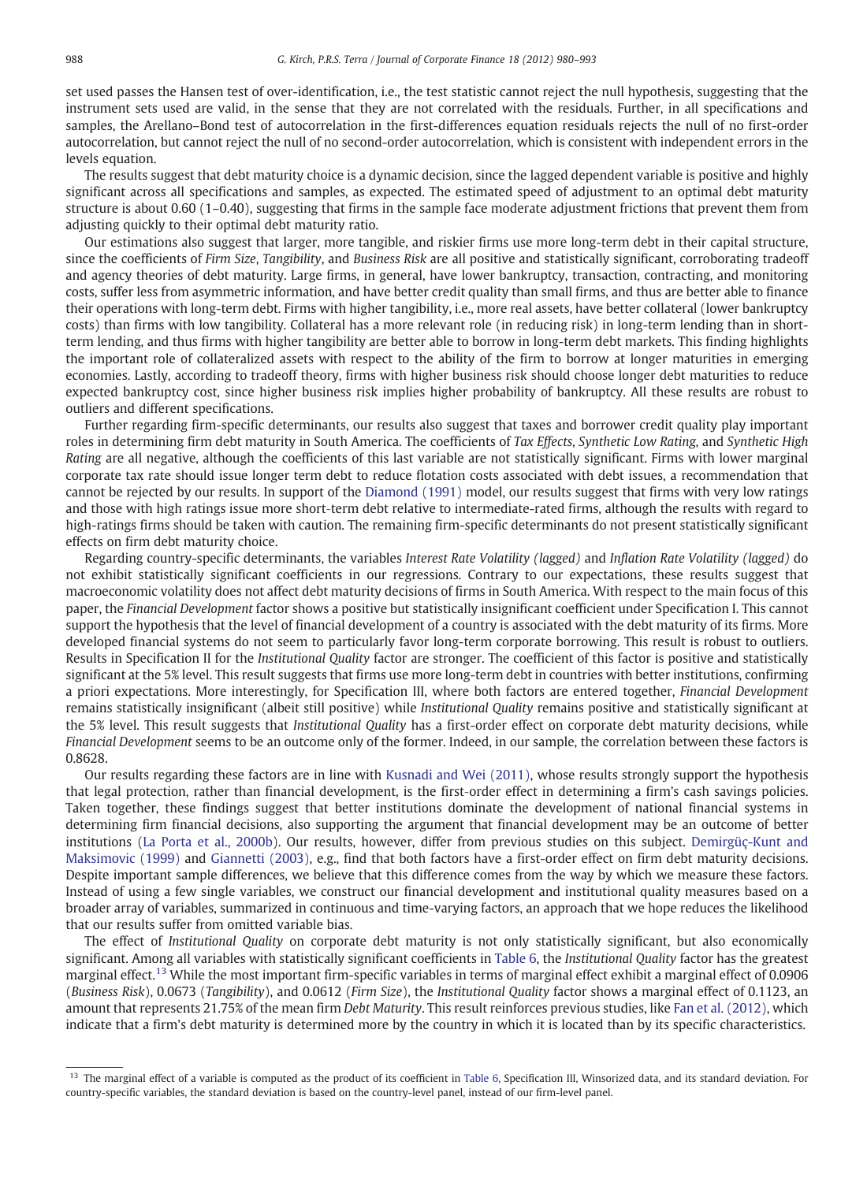set used passes the Hansen test of over-identification, i.e., the test statistic cannot reject the null hypothesis, suggesting that the instrument sets used are valid, in the sense that they are not correlated with the residuals. Further, in all specifications and samples, the Arellano–Bond test of autocorrelation in the first-differences equation residuals rejects the null of no first-order autocorrelation, but cannot reject the null of no second-order autocorrelation, which is consistent with independent errors in the levels equation.

The results suggest that debt maturity choice is a dynamic decision, since the lagged dependent variable is positive and highly significant across all specifications and samples, as expected. The estimated speed of adjustment to an optimal debt maturity structure is about 0.60 (1–0.40), suggesting that firms in the sample face moderate adjustment frictions that prevent them from adjusting quickly to their optimal debt maturity ratio.

Our estimations also suggest that larger, more tangible, and riskier firms use more long-term debt in their capital structure, since the coefficients of *Firm Size*, *Tangibility*, and *Business Risk* are all positive and statistically significant, corroborating tradeoff and agency theories of debt maturity. Large firms, in general, have lower bankruptcy, transaction, contracting, and monitoring costs, suffer less from asymmetric information, and have better credit quality than small firms, and thus are better able to finance their operations with long-term debt. Firms with higher tangibility, i.e., more real assets, have better collateral (lower bankruptcy costs) than firms with low tangibility. Collateral has a more relevant role (in reducing risk) in long-term lending than in short-term lending, and thus firms with higher tangibility are better able to borrow in long-term debt markets. This finding highlights the important role of collateralized assets with respect to the ability of the firm to borrow at longer maturities in emerging economies. Lastly, according to tradeoff theory, firms with higher business risk should choose longer debt maturities to reduce expected bankruptcy cost, since higher business risk implies higher probability of bankruptcy. All these results are robust to outliers and different specifications.

Further regarding firm-specific determinants, our results also suggest that taxes and borrower credit quality play important roles in determining firm debt maturity in South America. The coefficients of *Tax Effects*, *Synthetic Low Rating*, and *Synthetic High Rating* are all negative, although the coefficients of this last variable are not statistically significant. Firms with lower marginal corporate tax rate should issue longer term debt to reduce flotation costs associated with debt issues, a recommendation that cannot be rejected by our results. In support of the Diamond (1991) model, our results suggest that firms with very low ratings and those with high ratings issue more short-term debt relative to intermediate-rated firms, although the results with regard to high-ratings firms should be taken with caution. The remaining firm-specific determinants do not present statistically significant effects on firm debt maturity choice.

Regarding country-specific determinants, the variables *Interest Rate Volatility (lagged)* and *Inflation Rate Volatility (lagged)* do not exhibit statistically significant coefficients in our regressions. Contrary to our expectations, these results suggest that macroeconomic volatility does not affect debt maturity decisions of firms in South America. With respect to the main focus of this paper, the *Financial Development* factor shows a positive but statistically insignificant coefficient under Specification I. This cannot support the hypothesis that the level of financial development of a country is associated with the debt maturity of its firms. More developed financial systems do not seem to particularly favor long-term corporate borrowing. This result is robust to outliers. Results in Specification II for the *Institutional Quality* factor are stronger. The coefficient of this factor is positive and statistically significant at the 5% level. This result suggests that firms use more long-term debt in countries with better institutions, confirming a priori expectations. More interestingly, for Specification III, where both factors are entered together, *Financial Development* remains statistically insignificant (albeit still positive) while *Institutional Quality* remains positive and statistically significant at the 5% level. This result suggests that *Institutional Quality* has a first-order effect on corporate debt maturity decisions, while *Financial Development* seems to be an outcome only of the former. Indeed, in our sample, the correlation between these factors is 0.8628.

Our results regarding these factors are in line with Kusnadi and Wei (2011), whose results strongly support the hypothesis that legal protection, rather than financial development, is the first-order effect in determining a firm's cash savings policies. Taken together, these findings suggest that better institutions dominate the development of national financial systems in determining firm financial decisions, also supporting the argument that financial development may be an outcome of better institutions (La Porta et al., 2000b). Our results, however, differ from previous studies on this subject. Demirgüç-Kunt and Maksimovic (1999) and Giannetti (2003), e.g., find that both factors have a first-order effect on firm debt maturity decisions. Despite important sample differences, we believe that this difference comes from the way by which we measure these factors. Instead of using a few single variables, we construct our financial development and institutional quality measures based on a broader array of variables, summarized in continuous and time-varying factors, an approach that we hope reduces the likelihood that our results suffer from omitted variable bias.

The effect of *Institutional Quality* on corporate debt maturity is not only statistically significant, but also economically significant. Among all variables with statistically significant coefficients in Table 6, the *Institutional Quality* factor has the greatest marginal effect.[13] While the most important firm-specific variables in terms of marginal effect exhibit a marginal effect of 0.0906 (*Business Risk*), 0.0673 (*Tangibility*), and 0.0612 (*Firm Size*), the *Institutional Quality* factor shows a marginal effect of 0.1123, an amount that represents 21.75% of the mean firm *Debt Maturity*. This result reinforces previous studies, like Fan et al. (2012), which indicate that a firm's debt maturity is determined more by the country in which it is located than by its specific characteristics.

---

[13] The marginal effect of a variable is computed as the product of its coefficient in Table 6, Specification III, Winsorized data, and its standard deviation. For country-specific variables, the standard deviation is based on the country-level panel, instead of our firm-level panel.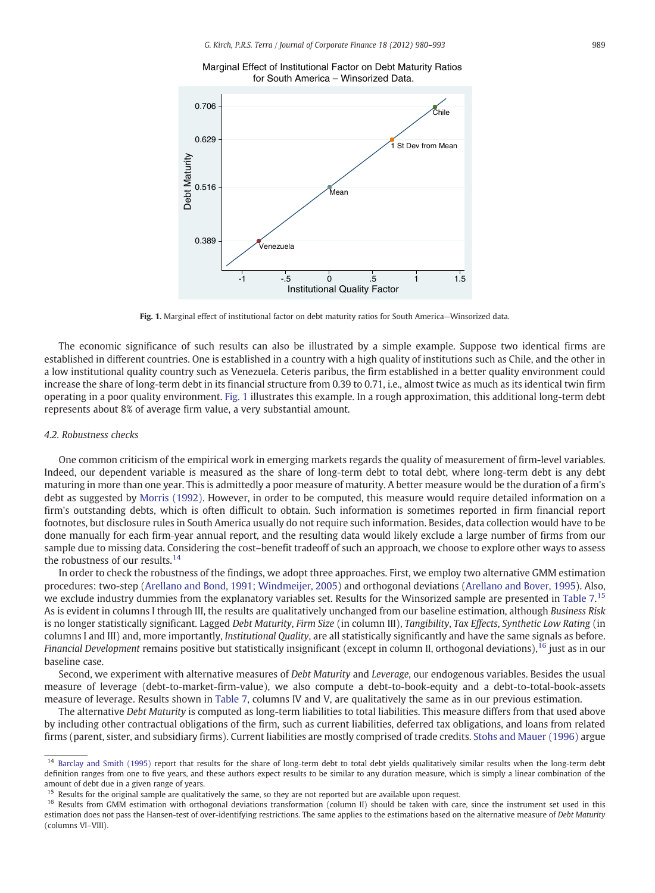Fig. 1. Marginal effect of institutional factor on debt maturity ratios for South America—Winsorized data.

The economic significance of such results can also be illustrated by a simple example. Suppose two identical firms are established in different countries. One is established in a country with a high quality of institutions such as Chile, and the other in a low institutional quality country such as Venezuela. Ceteris paribus, the firm established in a better quality environment could increase the share of long-term debt in its financial structure from 0.39 to 0.71, i.e., almost twice as much as its identical twin firm operating in a poor quality environment. Fig. 1 illustrates this example. In a rough approximation, this additional long-term debt represents about 8% of average firm value, a very substantial amount.

### 4.2. Robustness checks

One common criticism of the empirical work in emerging markets regards the quality of measurement of firm-level variables. Indeed, our dependent variable is measured as the share of long-term debt to total debt, where long-term debt is any debt maturing in more than one year. This is admittedly a poor measure of maturity. A better measure would be the duration of a firm's debt as suggested by Morris (1992). However, in order to be computed, this measure would require detailed information on a firm's outstanding debts, which is often difficult to obtain. Such information is sometimes reported in firm financial report footnotes, but disclosure rules in South America usually do not require such information. Besides, data collection would have to be done manually for each firm-year annual report, and the resulting data would likely exclude a large number of firms from our sample due to missing data. Considering the cost–benefit tradeoff of such an approach, we choose to explore other ways to assess the robustness of our results.[14]

In order to check the robustness of the findings, we adopt three approaches. First, we employ two alternative GMM estimation procedures: two-step (Arellano and Bond, 1991; Windmeijer, 2005) and orthogonal deviations (Arellano and Bover, 1995). Also, we exclude industry dummies from the explanatory variables set. Results for the Winsorized sample are presented in Table 7.[15] As is evident in columns I through III, the results are qualitatively unchanged from our baseline estimation, although *Business Risk* is no longer statistically significant. Lagged *Debt Maturity*, *Firm Size* (in column III), *Tangibility*, *Tax Effects*, *Synthetic Low Rating* (in columns I and III) and, more importantly, *Institutional Quality*, are all statistically significantly and have the same signals as before. *Financial Development* remains positive but statistically insignificant (except in column II, orthogonal deviations),[16] just as in our baseline case.

Second, we experiment with alternative measures of *Debt Maturity* and *Leverage*, our endogenous variables. Besides the usual measure of leverage (debt-to-market-firm-value), we also compute a debt-to-book-equity and a debt-to-total-book-assets measure of leverage. Results shown in Table 7, columns IV and V, are qualitatively the same as in our previous estimation.

The alternative *Debt Maturity* is computed as long-term liabilities to total liabilities. This measure differs from that used above by including other contractual obligations of the firm, such as current liabilities, deferred tax obligations, and loans from related firms (parent, sister, and subsidiary firms). Current liabilities are mostly comprised of trade credits. Stohs and Mauer (1996) argue

---

[14] Barclay and Smith (1995) report that results for the share of long-term debt to total debt yields qualitatively similar results when the long-term debt definition ranges from one to five years, and these authors expect results to be similar to any duration measure, which is simply a linear combination of the amount of debt due in a given range of years.

[15] Results for the original sample are qualitatively the same, so they are not reported but are available upon request.

[16] Results from GMM estimation with orthogonal deviations transformation (column II) should be taken with care, since the instrument set used in this estimation does not pass the Hansen-test of over-identifying restrictions. The same applies to the estimations based on the alternative measure of *Debt Maturity* (columns VI–VIII).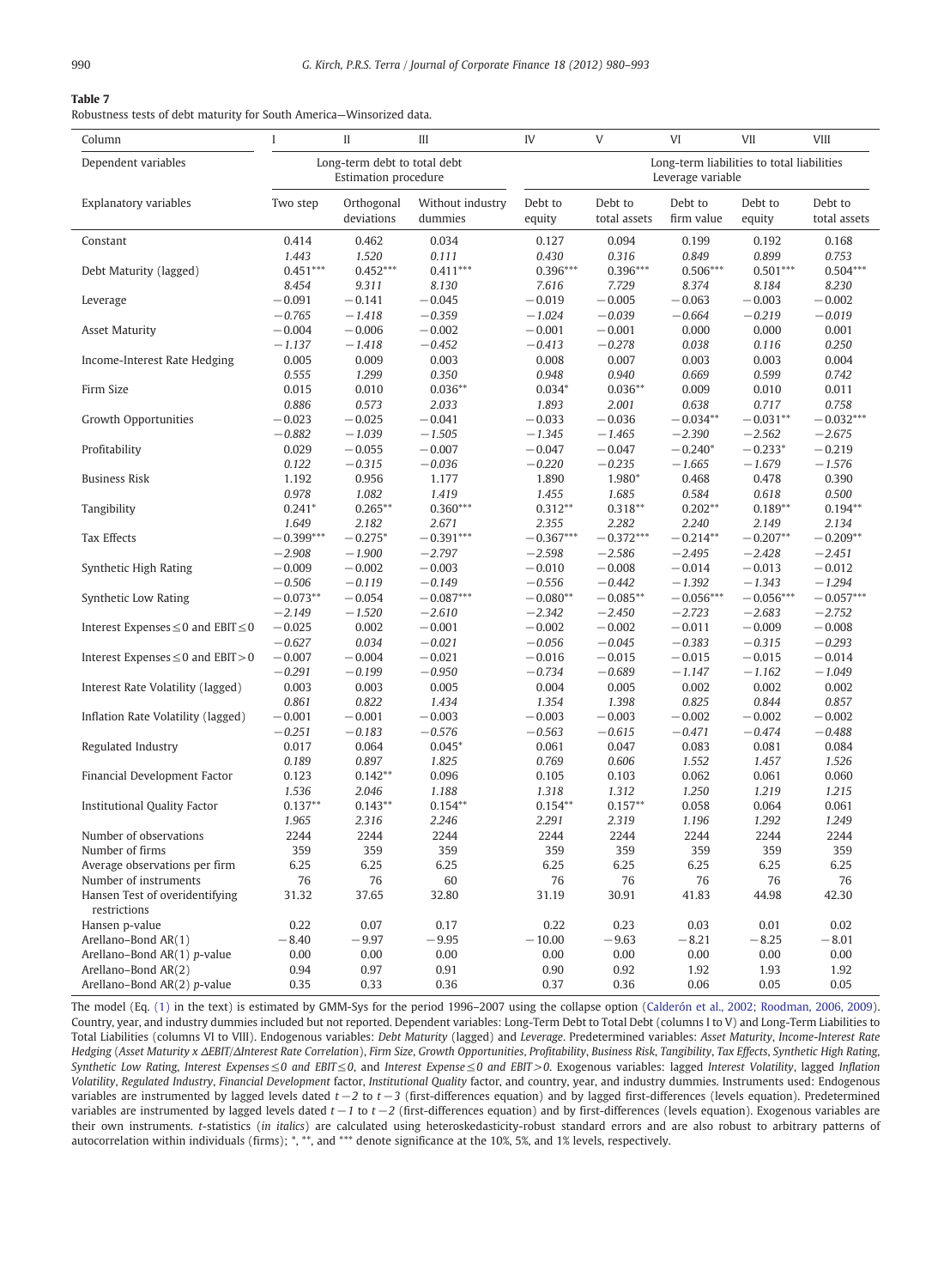**Table 7**

Robustness tests of debt maturity for South America—Winsorized data.

| Column | I | II | III | IV | V | VI | VII | VIII |
|---|---|---|---|---|---|---|---|---|
| Dependent variables | Long-term debt to total debt | | | | | Long-term liabilities to total liabilities | | |
| | Estimation procedure | | | Leverage variable | | | | |
| Explanatory variables | Two step | Orthogonal deviations | Without industry dummies | Debt to equity | Debt to total assets | Debt to firm value | Debt to equity | Debt to total assets |
| Constant | 0.414 | 0.462 | 0.034 | 0.127 | 0.094 | 0.199 | 0.192 | 0.168 |
| | *1.443* | *1.520* | *0.111* | *0.430* | *0.316* | *0.849* | *0.899* | *0.753* |
| Debt Maturity (lagged) | 0.451*** | 0.452*** | 0.411*** | 0.396*** | 0.396*** | 0.506*** | 0.501*** | 0.504*** |
| | *8.454* | *9.311* | *8.130* | *7.616* | *7.729* | *8.374* | *8.184* | *8.230* |
| Leverage | −0.091 | −0.141 | −0.045 | −0.019 | −0.005 | −0.063 | −0.003 | −0.002 |
| | *−0.765* | *−1.418* | *−0.359* | *−1.024* | *−0.039* | *−0.664* | *−0.219* | *−0.019* |
| Asset Maturity | −0.004 | −0.006 | −0.002 | −0.001 | −0.001 | 0.000 | 0.000 | 0.001 |
| | *−1.137* | *−1.418* | *−0.452* | *−0.413* | *−0.278* | *0.038* | *0.116* | *0.250* |
| Income-Interest Rate Hedging | 0.005 | 0.009 | 0.003 | 0.008 | 0.007 | 0.003 | 0.003 | 0.004 |
| | *0.555* | *1.299* | *0.350* | *0.948* | *0.940* | *0.669* | *0.599* | *0.742* |
| Firm Size | 0.015 | 0.010 | 0.036** | 0.034* | 0.036** | 0.009 | 0.010 | 0.011 |
| | *0.886* | *0.573* | *2.033* | *1.893* | *2.001* | *0.638* | *0.717* | *0.758* |
| Growth Opportunities | −0.023 | −0.025 | −0.041 | −0.033 | −0.036 | −0.034** | −0.031** | −0.032*** |
| | *−0.882* | *−1.039* | *−1.505* | *−1.345* | *−1.465* | *−2.390* | *−2.562* | *−2.675* |
| Profitability | 0.029 | −0.055 | −0.007 | −0.047 | −0.047 | −0.240* | −0.233* | −0.219 |
| | *0.122* | *−0.315* | *−0.036* | *−0.220* | *−0.235* | *−1.665* | *−1.679* | *−1.576* |
| Business Risk | 1.192 | 0.956 | 1.177 | 1.890 | 1.980* | 0.468 | 0.478 | 0.390 |
| | *0.978* | *1.082* | *1.419* | *1.455* | *1.685* | *0.584* | *0.618* | *0.500* |
| Tangibility | 0.241* | 0.265** | 0.360*** | 0.312** | 0.318** | 0.202** | 0.189** | 0.194** |
| | *1.649* | *2.182* | *2.671* | *2.355* | *2.282* | *2.240* | *2.149* | *2.134* |
| Tax Effects | −0.399*** | −0.275* | −0.391*** | −0.367*** | −0.372*** | −0.214** | −0.207** | −0.209** |
| | *−2.908* | *−1.900* | *−2.797* | *−2.598* | *−2.586* | *−2.495* | *−2.428* | *−2.451* |
| Synthetic High Rating | −0.009 | −0.002 | −0.003 | −0.010 | −0.008 | −0.014 | −0.013 | −0.012 |
| | *−0.506* | *−0.119* | *−0.149* | *−0.556* | *−0.442* | *−1.392* | *−1.343* | *−1.294* |
| Synthetic Low Rating | −0.073** | −0.054 | −0.087*** | −0.080** | −0.085** | −0.056*** | −0.056*** | −0.057*** |
| | *−2.149* | *−1.520* | *−2.610* | *−2.342* | *−2.450* | *−2.723* | *−2.683* | *−2.752* |
| Interest Expenses ≤ 0 and EBIT ≤ 0 | −0.025 | 0.002 | −0.001 | −0.002 | −0.002 | −0.011 | −0.009 | −0.008 |
| | *−0.627* | *0.034* | *−0.021* | *−0.056* | *−0.045* | *−0.383* | *−0.315* | *−0.293* |
| Interest Expenses ≤ 0 and EBIT > 0 | −0.007 | −0.004 | −0.021 | −0.016 | −0.015 | −0.015 | −0.015 | −0.014 |
| | *−0.291* | *−0.199* | *−0.950* | *−0.734* | *−0.689* | *−1.147* | *−1.162* | *−1.049* |
| Interest Rate Volatility (lagged) | 0.003 | 0.003 | 0.005 | 0.004 | 0.005 | 0.002 | 0.002 | 0.002 |
| | *0.861* | *0.822* | *1.434* | *1.354* | *1.398* | *0.825* | *0.844* | *0.857* |
| Inflation Rate Volatility (lagged) | −0.001 | −0.001 | −0.003 | −0.003 | −0.003 | −0.002 | −0.002 | −0.002 |
| | *−0.251* | *−0.183* | *−0.576* | *−0.563* | *−0.615* | *−0.471* | *−0.474* | *−0.488* |
| Regulated Industry | 0.017 | 0.064 | 0.045* | 0.061 | 0.047 | 0.083 | 0.081 | 0.084 |
| | *0.189* | *0.897* | *1.825* | *0.769* | *0.606* | *1.552* | *1.457* | *1.526* |
| Financial Development Factor | 0.123 | 0.142** | 0.096 | 0.105 | 0.103 | 0.062 | 0.061 | 0.060 |
| | *1.536* | *2.046* | *1.188* | *1.318* | *1.312* | *1.250* | *1.219* | *1.215* |
| Institutional Quality Factor | 0.137** | 0.143** | 0.154** | 0.154** | 0.157** | 0.058 | 0.064 | 0.061 |
| | *1.965* | *2.316* | *2.246* | *2.291* | *2.319* | *1.196* | *1.292* | *1.249* |
| Number of observations | 2244 | 2244 | 2244 | 2244 | 2244 | 2244 | 2244 | 2244 |
| Number of firms | 359 | 359 | 359 | 359 | 359 | 359 | 359 | 359 |
| Average observations per firm | 6.25 | 6.25 | 6.25 | 6.25 | 6.25 | 6.25 | 6.25 | 6.25 |
| Number of instruments | 76 | 76 | 60 | 76 | 76 | 76 | 76 | 76 |
| Hansen Test of overidentifying restrictions | 31.32 | 37.65 | 32.80 | 31.19 | 30.91 | 41.83 | 44.98 | 42.30 |
| Hansen p-value | 0.22 | 0.07 | 0.17 | 0.22 | 0.23 | 0.03 | 0.01 | 0.02 |
| Arellano–Bond AR(1) | −8.40 | −9.97 | −9.95 | −10.00 | −9.63 | −8.21 | −8.25 | −8.01 |
| Arellano–Bond AR(1) *p*-value | 0.00 | 0.00 | 0.00 | 0.00 | 0.00 | 0.00 | 0.00 | 0.00 |
| Arellano–Bond AR(2) | 0.94 | 0.97 | 0.91 | 0.90 | 0.92 | 1.92 | 1.93 | 1.92 |
| Arellano–Bond AR(2) *p*-value | 0.35 | 0.33 | 0.36 | 0.37 | 0.36 | 0.06 | 0.05 | 0.05 |

The model (Eq. (1) in the text) is estimated by GMM-Sys for the period 1996–2007 using the collapse option (Calderón et al., 2002; Roodman, 2006, 2009). Country, year, and industry dummies included but not reported. Dependent variables: Long-Term Debt to Total Debt (columns I to V) and Long-Term Liabilities to Total Liabilities (columns VI to VIII). Endogenous variables: *Debt Maturity* (lagged) and *Leverage*. Predetermined variables: *Asset Maturity*, *Income-Interest Rate Hedging* (*Asset Maturity x ΔEBIT/ΔInterest Rate Correlation*), *Firm Size*, *Growth Opportunities*, *Profitability*, *Business Risk*, *Tangibility*, *Tax Effects*, *Synthetic High Rating*, *Synthetic Low Rating*, *Interest Expenses ≤ 0 and EBIT ≤ 0*, and *Interest Expense ≤ 0 and EBIT > 0*. Exogenous variables: lagged *Interest Volatility*, lagged *Inflation Volatility*, *Regulated Industry*, *Financial Development* factor, *Institutional Quality* factor, and country, year, and industry dummies. Instruments used: Endogenous variables are instrumented by lagged levels dated $t-2$ to $t-3$ (first-differences equation) and by lagged first-differences (levels equation). Predetermined variables are instrumented by lagged levels dated $t-1$ to $t-2$ (first-differences equation) and by first-differences (levels equation). Exogenous variables are their own instruments. *t*-statistics (*in italics*) are calculated using heteroskedasticity-robust standard errors and are also robust to arbitrary patterns of autocorrelation within individuals (firms); *, **, and *** denote significance at the 10%, 5%, and 1% levels, respectively.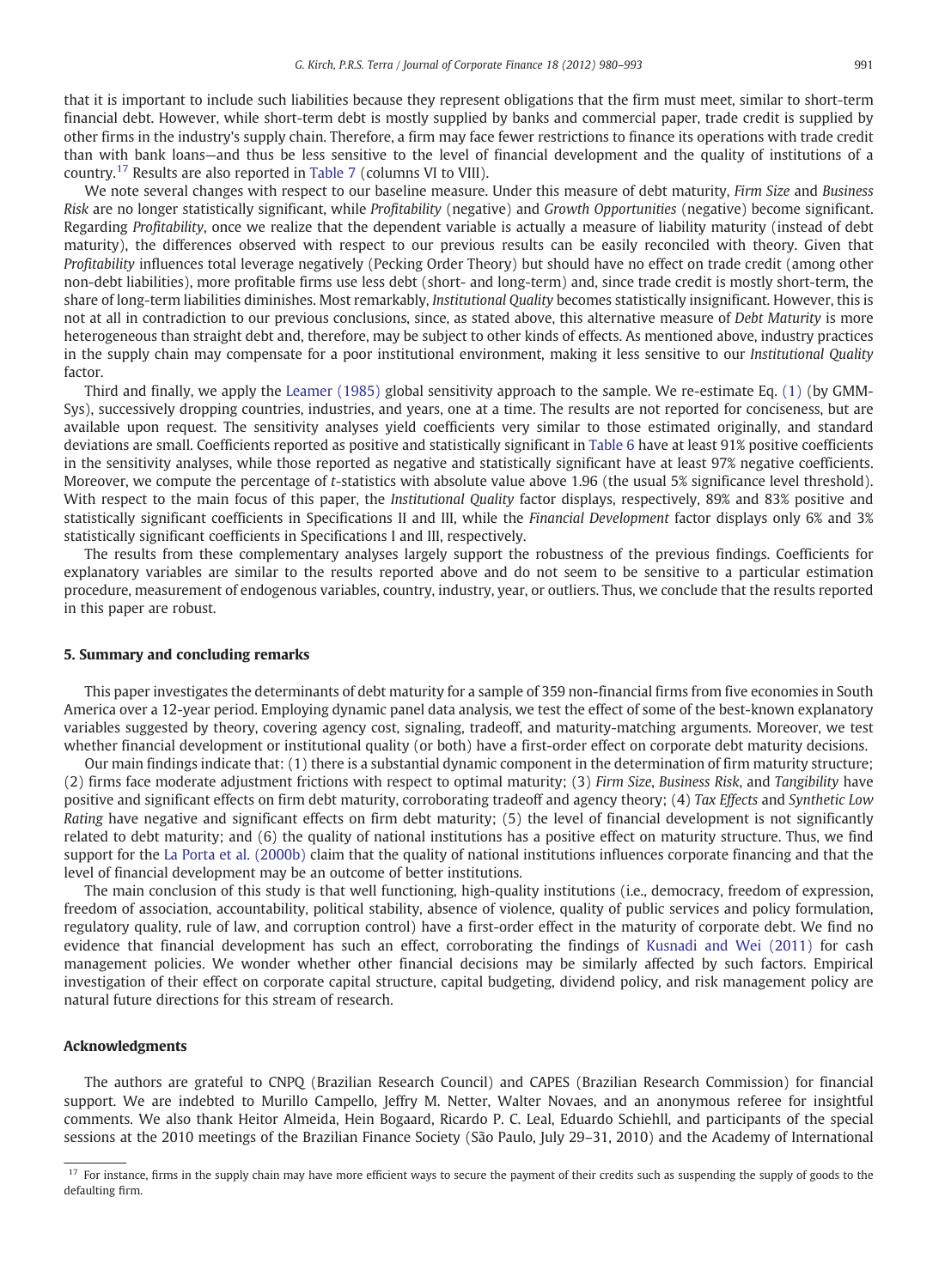that it is important to include such liabilities because they represent obligations that the firm must meet, similar to short-term financial debt. However, while short-term debt is mostly supplied by banks and commercial paper, trade credit is supplied by other firms in the industry's supply chain. Therefore, a firm may face fewer restrictions to finance its operations with trade credit than with bank loans—and thus be less sensitive to the level of financial development and the quality of institutions of a country.[17] Results are also reported in Table 7 (columns VI to VIII).

We note several changes with respect to our baseline measure. Under this measure of debt maturity, *Firm Size* and *Business Risk* are no longer statistically significant, while *Profitability* (negative) and *Growth Opportunities* (negative) become significant. Regarding *Profitability*, once we realize that the dependent variable is actually a measure of liability maturity (instead of debt maturity), the differences observed with respect to our previous results can be easily reconciled with theory. Given that *Profitability* influences total leverage negatively (Pecking Order Theory) but should have no effect on trade credit (among other non-debt liabilities), more profitable firms use less debt (short- and long-term) and, since trade credit is mostly short-term, the share of long-term liabilities diminishes. Most remarkably, *Institutional Quality* becomes statistically insignificant. However, this is not at all in contradiction to our previous conclusions, since, as stated above, this alternative measure of *Debt Maturity* is more heterogeneous than straight debt and, therefore, may be subject to other kinds of effects. As mentioned above, industry practices in the supply chain may compensate for a poor institutional environment, making it less sensitive to our *Institutional Quality* factor.

Third and finally, we apply the Leamer (1985) global sensitivity approach to the sample. We re-estimate Eq. (1) (by GMM-Sys), successively dropping countries, industries, and years, one at a time. The results are not reported for conciseness, but are available upon request. The sensitivity analyses yield coefficients very similar to those estimated originally, and standard deviations are small. Coefficients reported as positive and statistically significant in Table 6 have at least 91% positive coefficients in the sensitivity analyses, while those reported as negative and statistically significant have at least 97% negative coefficients. Moreover, we compute the percentage of *t*-statistics with absolute value above 1.96 (the usual 5% significance level threshold). With respect to the main focus of this paper, the *Institutional Quality* factor displays, respectively, 89% and 83% positive and statistically significant coefficients in Specifications II and III, while the *Financial Development* factor displays only 6% and 3% statistically significant coefficients in Specifications I and III, respectively.

The results from these complementary analyses largely support the robustness of the previous findings. Coefficients for explanatory variables are similar to the results reported above and do not seem to be sensitive to a particular estimation procedure, measurement of endogenous variables, country, industry, year, or outliers. Thus, we conclude that the results reported in this paper are robust.

## 5. Summary and concluding remarks

This paper investigates the determinants of debt maturity for a sample of 359 non-financial firms from five economies in South America over a 12-year period. Employing dynamic panel data analysis, we test the effect of some of the best-known explanatory variables suggested by theory, covering agency cost, signaling, tradeoff, and maturity-matching arguments. Moreover, we test whether financial development or institutional quality (or both) have a first-order effect on corporate debt maturity decisions.

Our main findings indicate that: (1) there is a substantial dynamic component in the determination of firm maturity structure; (2) firms face moderate adjustment frictions with respect to optimal maturity; (3) *Firm Size*, *Business Risk*, and *Tangibility* have positive and significant effects on firm debt maturity, corroborating tradeoff and agency theory; (4) *Tax Effects* and *Synthetic Low Rating* have negative and significant effects on firm debt maturity; (5) the level of financial development is not significantly related to debt maturity; and (6) the quality of national institutions has a positive effect on maturity structure. Thus, we find support for the La Porta et al. (2000b) claim that the quality of national institutions influences corporate financing and that the level of financial development may be an outcome of better institutions.

The main conclusion of this study is that well functioning, high-quality institutions (i.e., democracy, freedom of expression, freedom of association, accountability, political stability, absence of violence, quality of public services and policy formulation, regulatory quality, rule of law, and corruption control) have a first-order effect in the maturity of corporate debt. We find no evidence that financial development has such an effect, corroborating the findings of Kusnadi and Wei (2011) for cash management policies. We wonder whether other financial decisions may be similarly affected by such factors. Empirical investigation of their effect on corporate capital structure, capital budgeting, dividend policy, and risk management policy are natural future directions for this stream of research.

## Acknowledgments

The authors are grateful to CNPQ (Brazilian Research Council) and CAPES (Brazilian Research Commission) for financial support. We are indebted to Murillo Campello, Jeffry M. Netter, Walter Novaes, and an anonymous referee for insightful comments. We also thank Heitor Almeida, Hein Bogaard, Ricardo P. C. Leal, Eduardo Schiehll, and participants of the special sessions at the 2010 meetings of the Brazilian Finance Society (São Paulo, July 29–31, 2010) and the Academy of International

[17] For instance, firms in the supply chain may have more efficient ways to secure the payment of their credits such as suspending the supply of goods to the defaulting firm.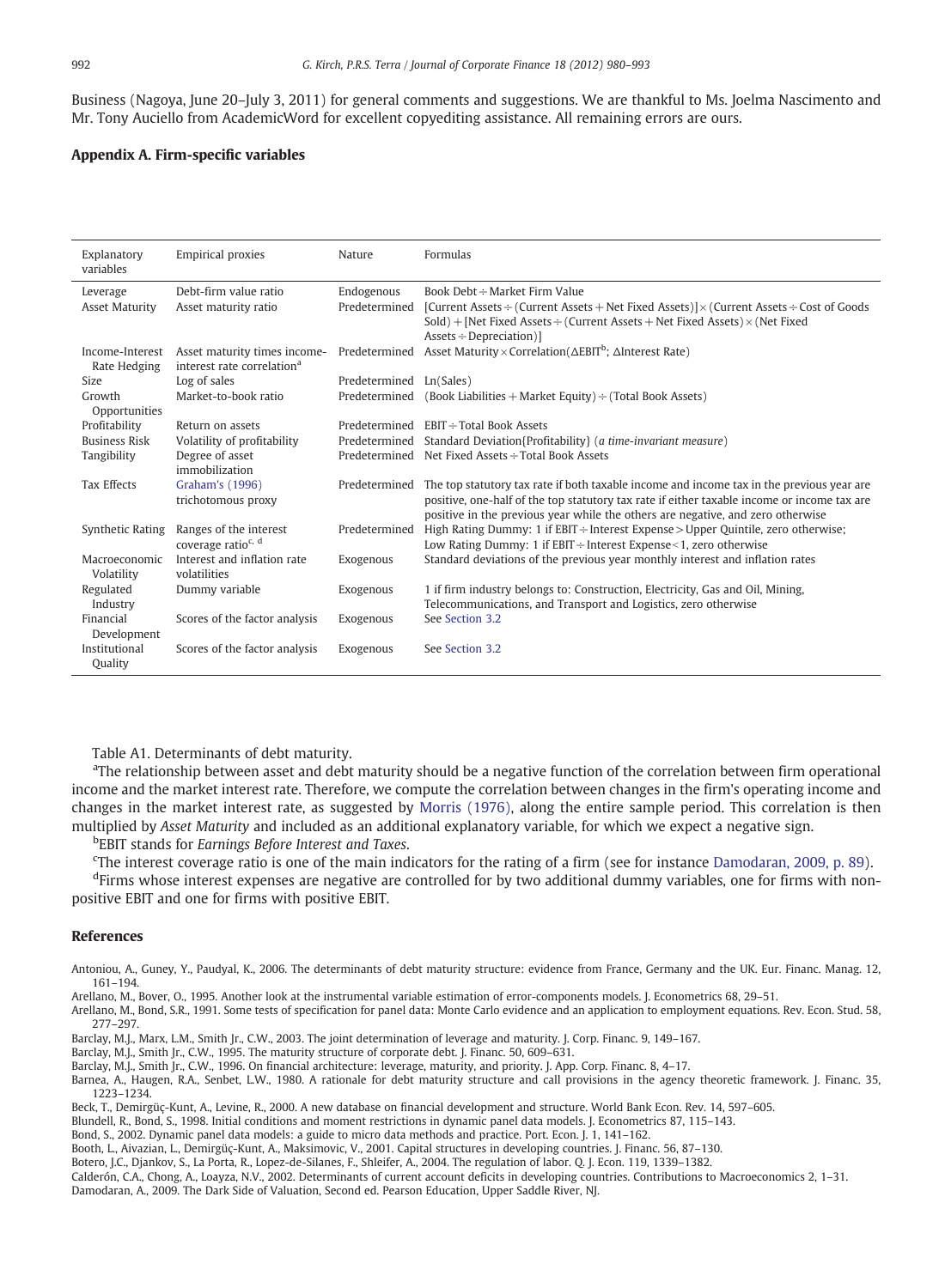Business (Nagoya, June 20–July 3, 2011) for general comments and suggestions. We are thankful to Ms. Joelma Nascimento and Mr. Tony Auciello from AcademicWord for excellent copyediting assistance. All remaining errors are ours.

## Appendix A. Firm-specific variables

| Explanatory variables | Empirical proxies | Nature | Formulas |
|---|---|---|---|
| Leverage | Debt-firm value ratio | Endogenous | Book Debt ÷ Market Firm Value |
| Asset Maturity | Asset maturity ratio | Predetermined | [Current Assets ÷ (Current Assets + Net Fixed Assets)] × (Current Assets ÷ Cost of Goods Sold) + [Net Fixed Assets ÷ (Current Assets + Net Fixed Assets) × (Net Fixed Assets ÷ Depreciation)] |
| Income-Interest Rate Hedging | Asset maturity times income-interest rate correlation[a] | Predetermined | Asset Maturity × Correlation(ΔEBIT[b]; ΔInterest Rate) |
| Size | Log of sales | Predetermined | Ln(Sales) |
| Growth Opportunities | Market-to-book ratio | Predetermined | (Book Liabilities + Market Equity) ÷ (Total Book Assets) |
| Profitability | Return on assets | Predetermined | EBIT ÷ Total Book Assets |
| Business Risk | Volatility of profitability | Predetermined | Standard Deviation{Profitability} (*a time-invariant measure*) |
| Tangibility | Degree of asset immobilization | Predetermined | Net Fixed Assets ÷ Total Book Assets |
| Tax Effects | Graham's (1996) trichotomous proxy | Predetermined | The top statutory tax rate if both taxable income and income tax in the previous year are positive, one-half of the top statutory tax rate if either taxable income or income tax are positive in the previous year while the others are negative, and zero otherwise |
| Synthetic Rating | Ranges of the interest coverage ratio[c, d] | Predetermined | High Rating Dummy: 1 if EBIT ÷ Interest Expense > Upper Quintile, zero otherwise; Low Rating Dummy: 1 if EBIT ÷ Interest Expense < 1, zero otherwise |
| Macroeconomic Volatility | Interest and inflation rate volatilities | Exogenous | Standard deviations of the previous year monthly interest and inflation rates |
| Regulated Industry | Dummy variable | Exogenous | 1 if firm industry belongs to: Construction, Electricity, Gas and Oil, Mining, Telecommunications, and Transport and Logistics, zero otherwise |
| Financial Development | Scores of the factor analysis | Exogenous | See Section 3.2 |
| Institutional Quality | Scores of the factor analysis | Exogenous | See Section 3.2 |

Table A1. Determinants of debt maturity.

[a]The relationship between asset and debt maturity should be a negative function of the correlation between firm operational income and the market interest rate. Therefore, we compute the correlation between changes in the firm's operating income and changes in the market interest rate, as suggested by Morris (1976), along the entire sample period. This correlation is then multiplied by *Asset Maturity* and included as an additional explanatory variable, for which we expect a negative sign.

[b]EBIT stands for *Earnings Before Interest and Taxes*.

[c]The interest coverage ratio is one of the main indicators for the rating of a firm (see for instance Damodaran, 2009, p. 89).

[d]Firms whose interest expenses are negative are controlled for by two additional dummy variables, one for firms with non-positive EBIT and one for firms with positive EBIT.

## References

Antoniou, A., Guney, Y., Paudyal, K., 2006. The determinants of debt maturity structure: evidence from France, Germany and the UK. Eur. Financ. Manag. 12, 161–194.

Arellano, M., Bover, O., 1995. Another look at the instrumental variable estimation of error-components models. J. Econometrics 68, 29–51.

Arellano, M., Bond, S.R., 1991. Some tests of specification for panel data: Monte Carlo evidence and an application to employment equations. Rev. Econ. Stud. 58, 277–297.

Barclay, M.J., Marx, L.M., Smith Jr., C.W., 2003. The joint determination of leverage and maturity. J. Corp. Financ. 9, 149–167.

Barclay, M.J., Smith Jr., C.W., 1995. The maturity structure of corporate debt. J. Financ. 50, 609–631.

Barclay, M.J., Smith Jr., C.W., 1996. On financial architecture: leverage, maturity, and priority. J. App. Corp. Financ. 8, 4–17.

Barnea, A., Haugen, R.A., Senbet, L.W., 1980. A rationale for debt maturity structure and call provisions in the agency theoretic framework. J. Financ. 35, 1223–1234.

Beck, T., Demirgüç-Kunt, A., Levine, R., 2000. A new database on financial development and structure. World Bank Econ. Rev. 14, 597–605.

Blundell, R., Bond, S., 1998. Initial conditions and moment restrictions in dynamic panel data models. J. Econometrics 87, 115–143.

Bond, S., 2002. Dynamic panel data models: a guide to micro data methods and practice. Port. Econ. J. 1, 141–162.

Booth, L., Aivazian, L., Demirgüç-Kunt, A., Maksimovic, V., 2001. Capital structures in developing countries. J. Financ. 56, 87–130.

Botero, J.C., Djankov, S., La Porta, R., Lopez-de-Silanes, F., Shleifer, A., 2004. The regulation of labor. Q. J. Econ. 119, 1339–1382.

Calderón, C.A., Chong, A., Loayza, N.V., 2002. Determinants of current account deficits in developing countries. Contributions to Macroeconomics 2, 1–31.

Damodaran, A., 2009. The Dark Side of Valuation, Second ed. Pearson Education, Upper Saddle River, NJ.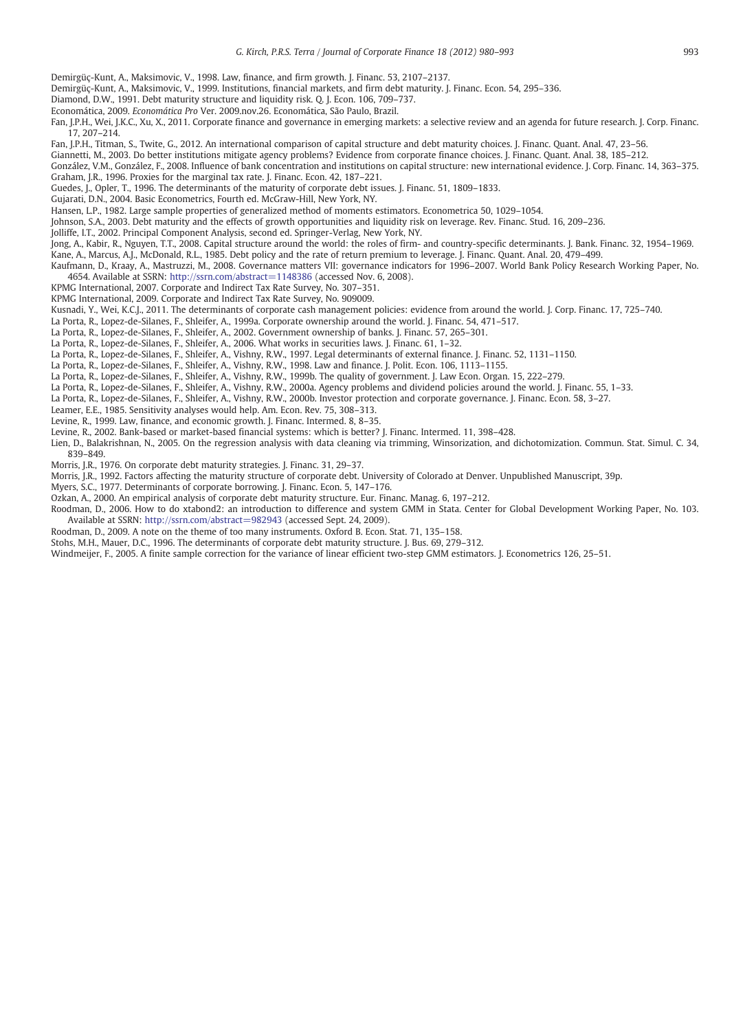Demirgüç-Kunt, A., Maksimovic, V., 1998. Law, finance, and firm growth. J. Financ. 53, 2107–2137.

Demirgüç-Kunt, A., Maksimovic, V., 1999. Institutions, financial markets, and firm debt maturity. J. Financ. Econ. 54, 295–336.

Diamond, D.W., 1991. Debt maturity structure and liquidity risk. Q. J. Econ. 106, 709–737.

Economática, 2009. *Economática Pro* Ver. 2009.nov.26. Economática, São Paulo, Brazil.

Fan, J.P.H., Wei, J.K.C., Xu, X., 2011. Corporate finance and governance in emerging markets: a selective review and an agenda for future research. J. Corp. Financ. 17, 207–214.

Fan, J.P.H., Titman, S., Twite, G., 2012. An international comparison of capital structure and debt maturity choices. J. Financ. Quant. Anal. 47, 23–56.

Giannetti, M., 2003. Do better institutions mitigate agency problems? Evidence from corporate finance choices. J. Financ. Quant. Anal. 38, 185–212.

González, V.M., González, F., 2008. Influence of bank concentration and institutions on capital structure: new international evidence. J. Corp. Financ. 14, 363–375.

Graham, J.R., 1996. Proxies for the marginal tax rate. J. Financ. Econ. 42, 187–221.

Guedes, J., Opler, T., 1996. The determinants of the maturity of corporate debt issues. J. Financ. 51, 1809–1833.

Gujarati, D.N., 2004. Basic Econometrics, Fourth ed. McGraw-Hill, New York, NY.

Hansen, L.P., 1982. Large sample properties of generalized method of moments estimators. Econometrica 50, 1029–1054.

Johnson, S.A., 2003. Debt maturity and the effects of growth opportunities and liquidity risk on leverage. Rev. Financ. Stud. 16, 209–236.

Jolliffe, I.T., 2002. Principal Component Analysis, second ed. Springer-Verlag, New York, NY.

Jong, A., Kabir, R., Nguyen, T.T., 2008. Capital structure around the world: the roles of firm- and country-specific determinants. J. Bank. Financ. 32, 1954–1969.

Kane, A., Marcus, A.J., McDonald, R.L., 1985. Debt policy and the rate of return premium to leverage. J. Financ. Quant. Anal. 20, 479–499.

Kaufmann, D., Kraay, A., Mastruzzi, M., 2008. Governance matters VII: governance indicators for 1996–2007. World Bank Policy Research Working Paper, No. 4654. Available at SSRN: http://ssrn.com/abstract=1148386 (accessed Nov. 6, 2008).

KPMG International, 2007. Corporate and Indirect Tax Rate Survey, No. 307–351.

KPMG International, 2009. Corporate and Indirect Tax Rate Survey, No. 909009.

Kusnadi, Y., Wei, K.C.J., 2011. The determinants of corporate cash management policies: evidence from around the world. J. Corp. Financ. 17, 725–740.

La Porta, R., Lopez-de-Silanes, F., Shleifer, A., 1999a. Corporate ownership around the world. J. Financ. 54, 471–517.

La Porta, R., Lopez-de-Silanes, F., Shleifer, A., 2002. Government ownership of banks. J. Financ. 57, 265–301.

La Porta, R., Lopez-de-Silanes, F., Shleifer, A., 2006. What works in securities laws. J. Financ. 61, 1–32.

La Porta, R., Lopez-de-Silanes, F., Shleifer, A., Vishny, R.W., 1997. Legal determinants of external finance. J. Financ. 52, 1131–1150.

La Porta, R., Lopez-de-Silanes, F., Shleifer, A., Vishny, R.W., 1998. Law and finance. J. Polit. Econ. 106, 1113–1155.

La Porta, R., Lopez-de-Silanes, F., Shleifer, A., Vishny, R.W., 1999b. The quality of government. J. Law Econ. Organ. 15, 222–279.

La Porta, R., Lopez-de-Silanes, F., Shleifer, A., Vishny, R.W., 2000a. Agency problems and dividend policies around the world. J. Financ. 55, 1–33.

La Porta, R., Lopez-de-Silanes, F., Shleifer, A., Vishny, R.W., 2000b. Investor protection and corporate governance. J. Financ. Econ. 58, 3–27.

Leamer, E.E., 1985. Sensitivity analyses would help. Am. Econ. Rev. 75, 308–313.

Levine, R., 1999. Law, finance, and economic growth. J. Financ. Intermed. 8, 8–35.

Levine, R., 2002. Bank-based or market-based financial systems: which is better? J. Financ. Intermed. 11, 398–428.

Lien, D., Balakrishnan, N., 2005. On the regression analysis with data cleaning via trimming, Winsorization, and dichotomization. Commun. Stat. Simul. C. 34, 839–849.

Morris, J.R., 1976. On corporate debt maturity strategies. J. Financ. 31, 29–37.

Morris, J.R., 1992. Factors affecting the maturity structure of corporate debt. University of Colorado at Denver. Unpublished Manuscript, 39p.

Myers, S.C., 1977. Determinants of corporate borrowing. J. Financ. Econ. 5, 147–176.

Ozkan, A., 2000. An empirical analysis of corporate debt maturity structure. Eur. Financ. Manag. 6, 197–212.

Roodman, D., 2006. How to do xtabond2: an introduction to difference and system GMM in Stata. Center for Global Development Working Paper, No. 103. Available at SSRN: http://ssrn.com/abstract=982943 (accessed Sept. 24, 2009).

Roodman, D., 2009. A note on the theme of too many instruments. Oxford B. Econ. Stat. 71, 135–158.

Stohs, M.H., Mauer, D.C., 1996. The determinants of corporate debt maturity structure. J. Bus. 69, 279–312.

Windmeijer, F., 2005. A finite sample correction for the variance of linear efficient two-step GMM estimators. J. Econometrics 126, 25–51.